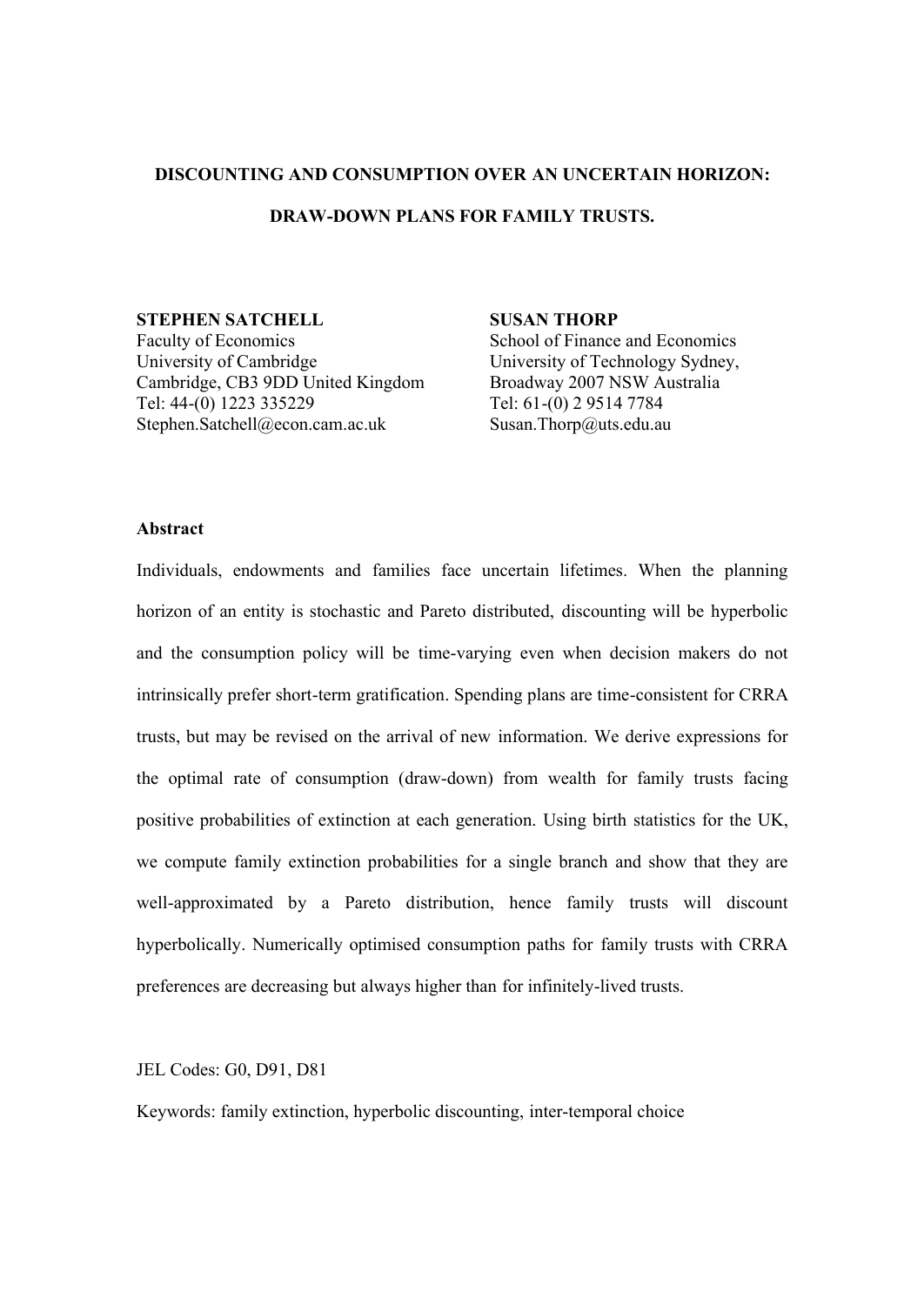# DISCOUNTING AND CONSUMPTION OVER AN UNCERTAIN HORIZON: DRAW-DOWN PLANS FOR FAMILY TRUSTS.

**STEPHEN SATCHELL**
Faculty of Economics
University of Cambridge
Cambridge, CB3 9DD United Kingdom
Tel: 44-(0) 1223 335229
Stephen.Satchell@econ.cam.ac.uk

**SUSAN THORP**
School of Finance and Economics
University of Technology Sydney,
Broadway 2007 NSW Australia
Tel: 61-(0) 2 9514 7784
Susan.Thorp@uts.edu.au

**Abstract**

Individuals, endowments and families face uncertain lifetimes. When the planning horizon of an entity is stochastic and Pareto distributed, discounting will be hyperbolic and the consumption policy will be time-varying even when decision makers do not intrinsically prefer short-term gratification. Spending plans are time-consistent for CRRA trusts, but may be revised on the arrival of new information. We derive expressions for the optimal rate of consumption (draw-down) from wealth for family trusts facing positive probabilities of extinction at each generation. Using birth statistics for the UK, we compute family extinction probabilities for a single branch and show that they are well-approximated by a Pareto distribution, hence family trusts will discount hyperbolically. Numerically optimised consumption paths for family trusts with CRRA preferences are decreasing but always higher than for infinitely-lived trusts.

JEL Codes: G0, D91, D81

Keywords: family extinction, hyperbolic discounting, inter-temporal choice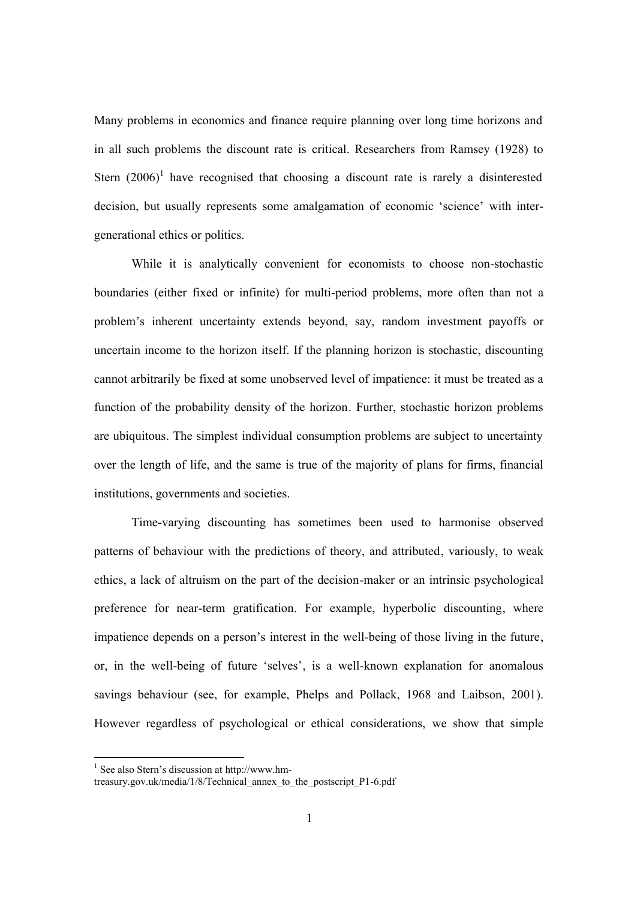Many problems in economics and finance require planning over long time horizons and in all such problems the discount rate is critical. Researchers from Ramsey (1928) to Stern (2006)[1] have recognised that choosing a discount rate is rarely a disinterested decision, but usually represents some amalgamation of economic 'science' with inter-generational ethics or politics.

While it is analytically convenient for economists to choose non-stochastic boundaries (either fixed or infinite) for multi-period problems, more often than not a problem's inherent uncertainty extends beyond, say, random investment payoffs or uncertain income to the horizon itself. If the planning horizon is stochastic, discounting cannot arbitrarily be fixed at some unobserved level of impatience: it must be treated as a function of the probability density of the horizon. Further, stochastic horizon problems are ubiquitous. The simplest individual consumption problems are subject to uncertainty over the length of life, and the same is true of the majority of plans for firms, financial institutions, governments and societies.

Time-varying discounting has sometimes been used to harmonise observed patterns of behaviour with the predictions of theory, and attributed, variously, to weak ethics, a lack of altruism on the part of the decision-maker or an intrinsic psychological preference for near-term gratification. For example, hyperbolic discounting, where impatience depends on a person's interest in the well-being of those living in the future, or, in the well-being of future 'selves', is a well-known explanation for anomalous savings behaviour (see, for example, Phelps and Pollack, 1968 and Laibson, 2001). However regardless of psychological or ethical considerations, we show that simple

[1] See also Stern's discussion at http://www.hm-treasury.gov.uk/media/1/8/Technical_annex_to_the_postscript_P1-6.pdf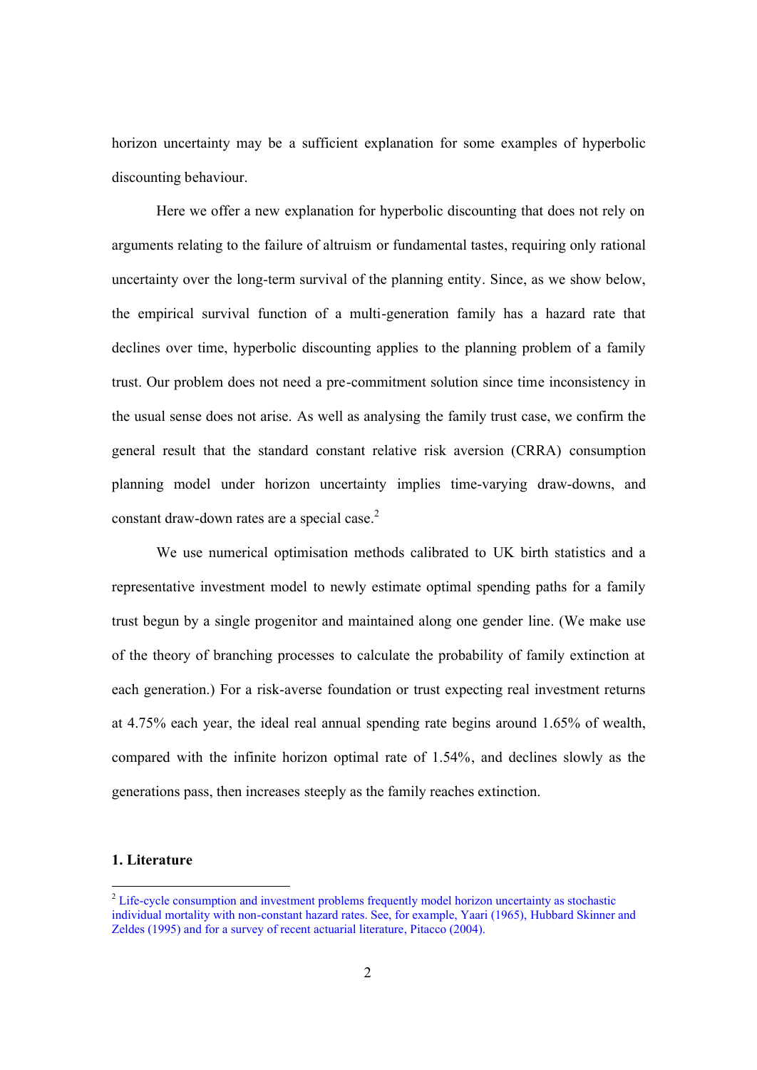horizon uncertainty may be a sufficient explanation for some examples of hyperbolic discounting behaviour.

Here we offer a new explanation for hyperbolic discounting that does not rely on arguments relating to the failure of altruism or fundamental tastes, requiring only rational uncertainty over the long-term survival of the planning entity. Since, as we show below, the empirical survival function of a multi-generation family has a hazard rate that declines over time, hyperbolic discounting applies to the planning problem of a family trust. Our problem does not need a pre-commitment solution since time inconsistency in the usual sense does not arise. As well as analysing the family trust case, we confirm the general result that the standard constant relative risk aversion (CRRA) consumption planning model under horizon uncertainty implies time-varying draw-downs, and constant draw-down rates are a special case.[2]

We use numerical optimisation methods calibrated to UK birth statistics and a representative investment model to newly estimate optimal spending paths for a family trust begun by a single progenitor and maintained along one gender line. (We make use of the theory of branching processes to calculate the probability of family extinction at each generation.) For a risk-averse foundation or trust expecting real investment returns at 4.75% each year, the ideal real annual spending rate begins around 1.65% of wealth, compared with the infinite horizon optimal rate of 1.54%, and declines slowly as the generations pass, then increases steeply as the family reaches extinction.

## 1. Literature

[2] Life-cycle consumption and investment problems frequently model horizon uncertainty as stochastic individual mortality with non-constant hazard rates. See, for example, Yaari (1965), Hubbard Skinner and Zeldes (1995) and for a survey of recent actuarial literature, Pitacco (2004).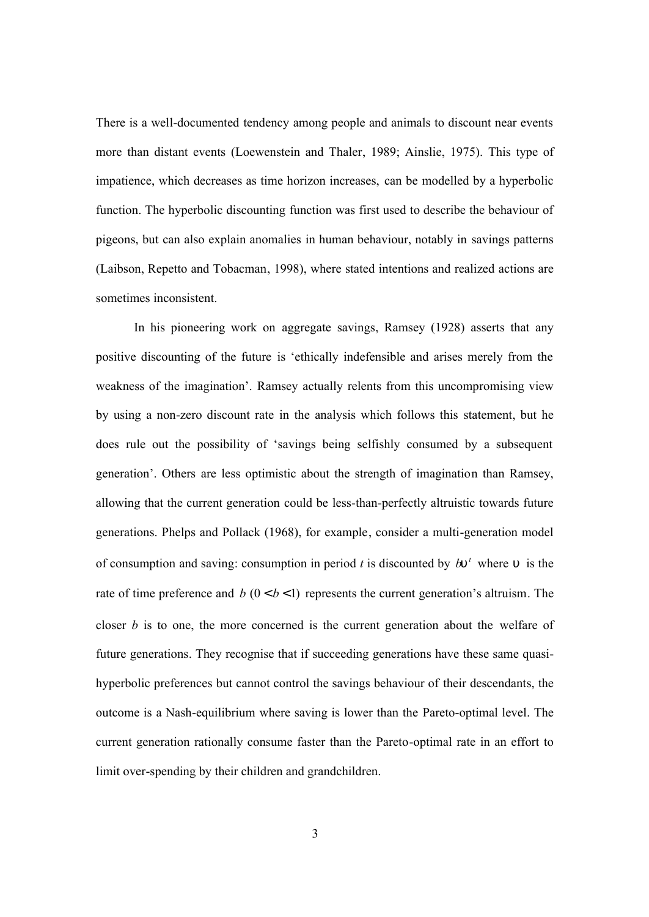There is a well-documented tendency among people and animals to discount near events more than distant events (Loewenstein and Thaler, 1989; Ainslie, 1975). This type of impatience, which decreases as time horizon increases, can be modelled by a hyperbolic function. The hyperbolic discounting function was first used to describe the behaviour of pigeons, but can also explain anomalies in human behaviour, notably in savings patterns (Laibson, Repetto and Tobacman, 1998), where stated intentions and realized actions are sometimes inconsistent.

In his pioneering work on aggregate savings, Ramsey (1928) asserts that any positive discounting of the future is 'ethically indefensible and arises merely from the weakness of the imagination'. Ramsey actually relents from this uncompromising view by using a non-zero discount rate in the analysis which follows this statement, but he does rule out the possibility of 'savings being selfishly consumed by a subsequent generation'. Others are less optimistic about the strength of imagination than Ramsey, allowing that the current generation could be less-than-perfectly altruistic towards future generations. Phelps and Pollack (1968), for example, consider a multi-generation model of consumption and saving: consumption in period *t* is discounted by $b\upsilon^t$ where $\upsilon$ is the rate of time preference and $b$ $(0 < b < 1)$ represents the current generation's altruism. The closer $b$ is to one, the more concerned is the current generation about the welfare of future generations. They recognise that if succeeding generations have these same quasi-hyperbolic preferences but cannot control the savings behaviour of their descendants, the outcome is a Nash-equilibrium where saving is lower than the Pareto-optimal level. The current generation rationally consume faster than the Pareto-optimal rate in an effort to limit over-spending by their children and grandchildren.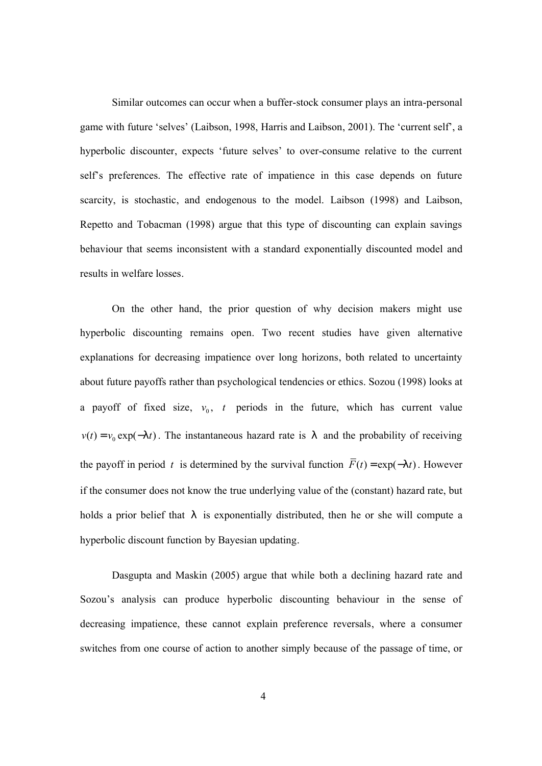Similar outcomes can occur when a buffer-stock consumer plays an intra-personal game with future 'selves' (Laibson, 1998, Harris and Laibson, 2001). The 'current self', a hyperbolic discounter, expects 'future selves' to over-consume relative to the current self's preferences. The effective rate of impatience in this case depends on future scarcity, is stochastic, and endogenous to the model. Laibson (1998) and Laibson, Repetto and Tobacman (1998) argue that this type of discounting can explain savings behaviour that seems inconsistent with a standard exponentially discounted model and results in welfare losses.

On the other hand, the prior question of why decision makers might use hyperbolic discounting remains open. Two recent studies have given alternative explanations for decreasing impatience over long horizons, both related to uncertainty about future payoffs rather than psychological tendencies or ethics. Sozou (1998) looks at a payoff of fixed size, $v_0$, $t$ periods in the future, which has current value $v(t) = v_0 \exp(-\lambda t)$. The instantaneous hazard rate is $\lambda$ and the probability of receiving the payoff in period $t$ is determined by the survival function $\overline{F}(t) = \exp(-\lambda t)$. However if the consumer does not know the true underlying value of the (constant) hazard rate, but holds a prior belief that $\lambda$ is exponentially distributed, then he or she will compute a hyperbolic discount function by Bayesian updating.

Dasgupta and Maskin (2005) argue that while both a declining hazard rate and Sozou's analysis can produce hyperbolic discounting behaviour in the sense of decreasing impatience, these cannot explain preference reversals, where a consumer switches from one course of action to another simply because of the passage of time, or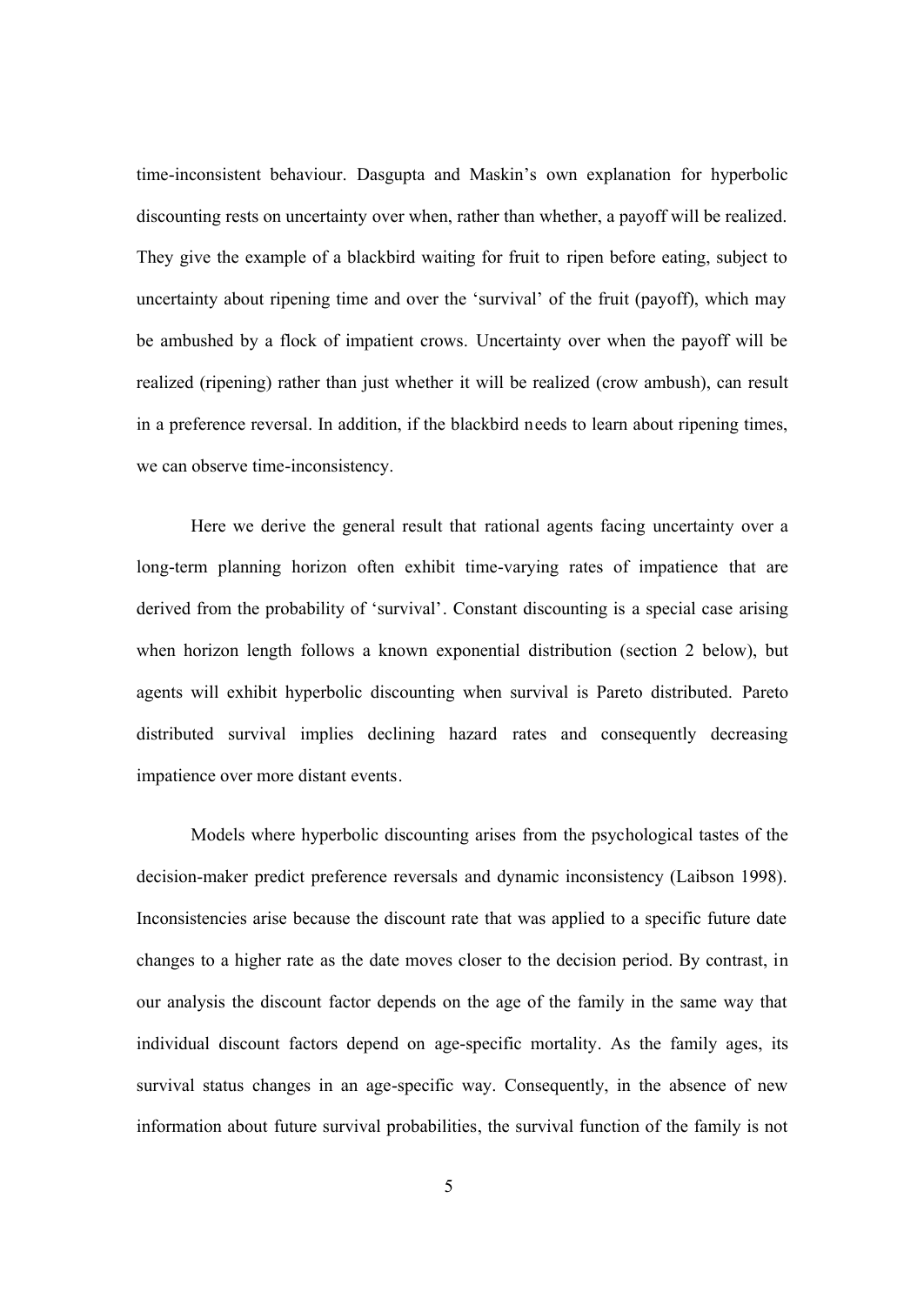time-inconsistent behaviour. Dasgupta and Maskin's own explanation for hyperbolic discounting rests on uncertainty over when, rather than whether, a payoff will be realized. They give the example of a blackbird waiting for fruit to ripen before eating, subject to uncertainty about ripening time and over the 'survival' of the fruit (payoff), which may be ambushed by a flock of impatient crows. Uncertainty over when the payoff will be realized (ripening) rather than just whether it will be realized (crow ambush), can result in a preference reversal. In addition, if the blackbird needs to learn about ripening times, we can observe time-inconsistency.

Here we derive the general result that rational agents facing uncertainty over a long-term planning horizon often exhibit time-varying rates of impatience that are derived from the probability of 'survival'. Constant discounting is a special case arising when horizon length follows a known exponential distribution (section 2 below), but agents will exhibit hyperbolic discounting when survival is Pareto distributed. Pareto distributed survival implies declining hazard rates and consequently decreasing impatience over more distant events.

Models where hyperbolic discounting arises from the psychological tastes of the decision-maker predict preference reversals and dynamic inconsistency (Laibson 1998). Inconsistencies arise because the discount rate that was applied to a specific future date changes to a higher rate as the date moves closer to the decision period. By contrast, in our analysis the discount factor depends on the age of the family in the same way that individual discount factors depend on age-specific mortality. As the family ages, its survival status changes in an age-specific way. Consequently, in the absence of new information about future survival probabilities, the survival function of the family is not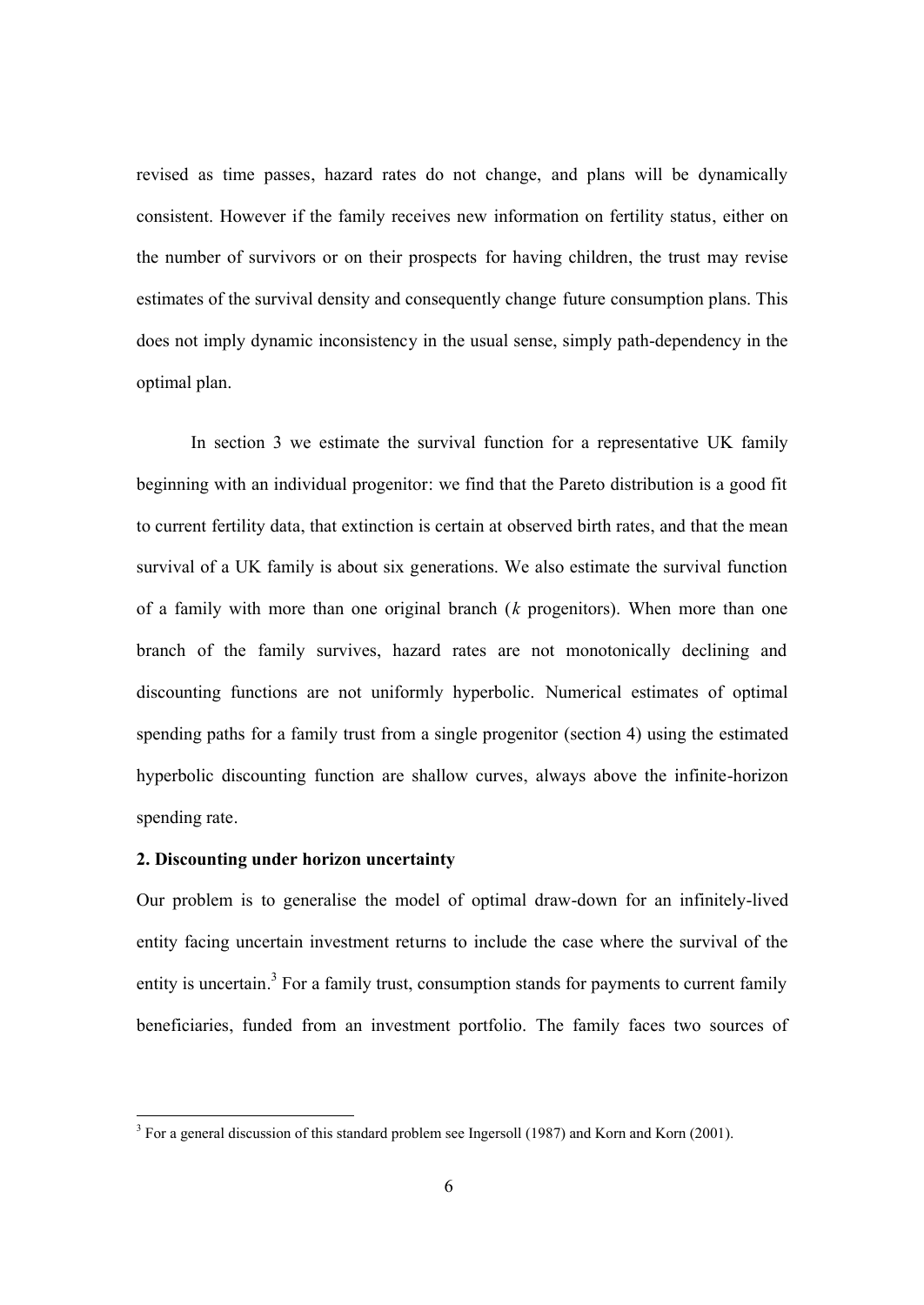revised as time passes, hazard rates do not change, and plans will be dynamically consistent. However if the family receives new information on fertility status, either on the number of survivors or on their prospects for having children, the trust may revise estimates of the survival density and consequently change future consumption plans. This does not imply dynamic inconsistency in the usual sense, simply path-dependency in the optimal plan.

In section 3 we estimate the survival function for a representative UK family beginning with an individual progenitor: we find that the Pareto distribution is a good fit to current fertility data, that extinction is certain at observed birth rates, and that the mean survival of a UK family is about six generations. We also estimate the survival function of a family with more than one original branch (*k* progenitors). When more than one branch of the family survives, hazard rates are not monotonically declining and discounting functions are not uniformly hyperbolic. Numerical estimates of optimal spending paths for a family trust from a single progenitor (section 4) using the estimated hyperbolic discounting function are shallow curves, always above the infinite-horizon spending rate.

## 2. Discounting under horizon uncertainty

Our problem is to generalise the model of optimal draw-down for an infinitely-lived entity facing uncertain investment returns to include the case where the survival of the entity is uncertain.[3] For a family trust, consumption stands for payments to current family beneficiaries, funded from an investment portfolio. The family faces two sources of

[3] For a general discussion of this standard problem see Ingersoll (1987) and Korn and Korn (2001).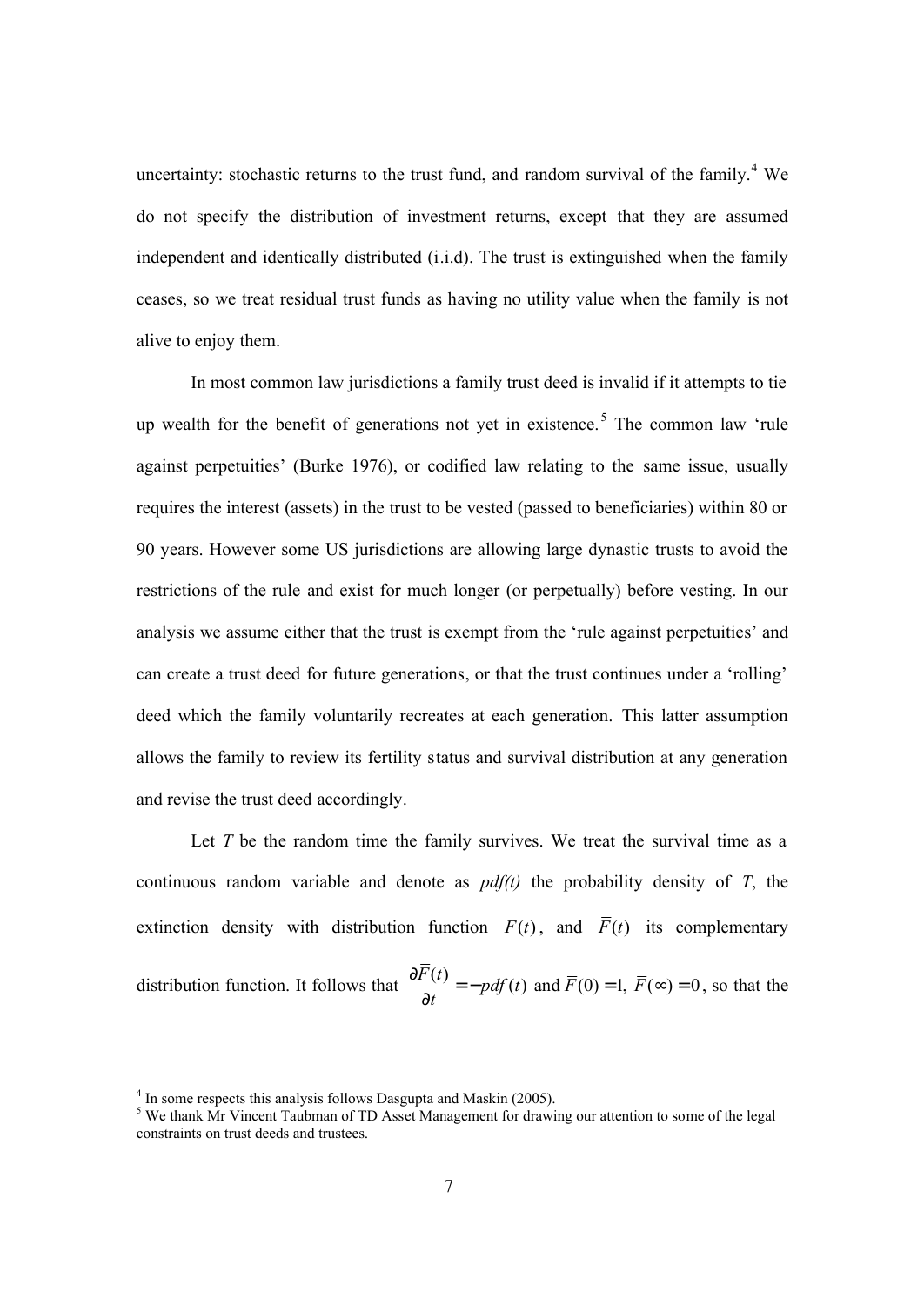uncertainty: stochastic returns to the trust fund, and random survival of the family.[4] We do not specify the distribution of investment returns, except that they are assumed independent and identically distributed (i.i.d). The trust is extinguished when the family ceases, so we treat residual trust funds as having no utility value when the family is not alive to enjoy them.

In most common law jurisdictions a family trust deed is invalid if it attempts to tie up wealth for the benefit of generations not yet in existence.[5] The common law 'rule against perpetuities' (Burke 1976), or codified law relating to the same issue, usually requires the interest (assets) in the trust to be vested (passed to beneficiaries) within 80 or 90 years. However some US jurisdictions are allowing large dynastic trusts to avoid the restrictions of the rule and exist for much longer (or perpetually) before vesting. In our analysis we assume either that the trust is exempt from the 'rule against perpetuities' and can create a trust deed for future generations, or that the trust continues under a 'rolling' deed which the family voluntarily recreates at each generation. This latter assumption allows the family to review its fertility status and survival distribution at any generation and revise the trust deed accordingly.

Let $T$ be the random time the family survives. We treat the survival time as a continuous random variable and denote as *pdf(t)* the probability density of $T$, the extinction density with distribution function $F(t)$, and $\overline{F}(t)$ its complementary distribution function. It follows that $\frac{\partial \overline{F}(t)}{\partial t} = -pdf(t)$ and $\overline{F}(0) = 1$, $\overline{F}(\infty) = 0$, so that the

[4] In some respects this analysis follows Dasgupta and Maskin (2005).

[5] We thank Mr Vincent Taubman of TD Asset Management for drawing our attention to some of the legal constraints on trust deeds and trustees.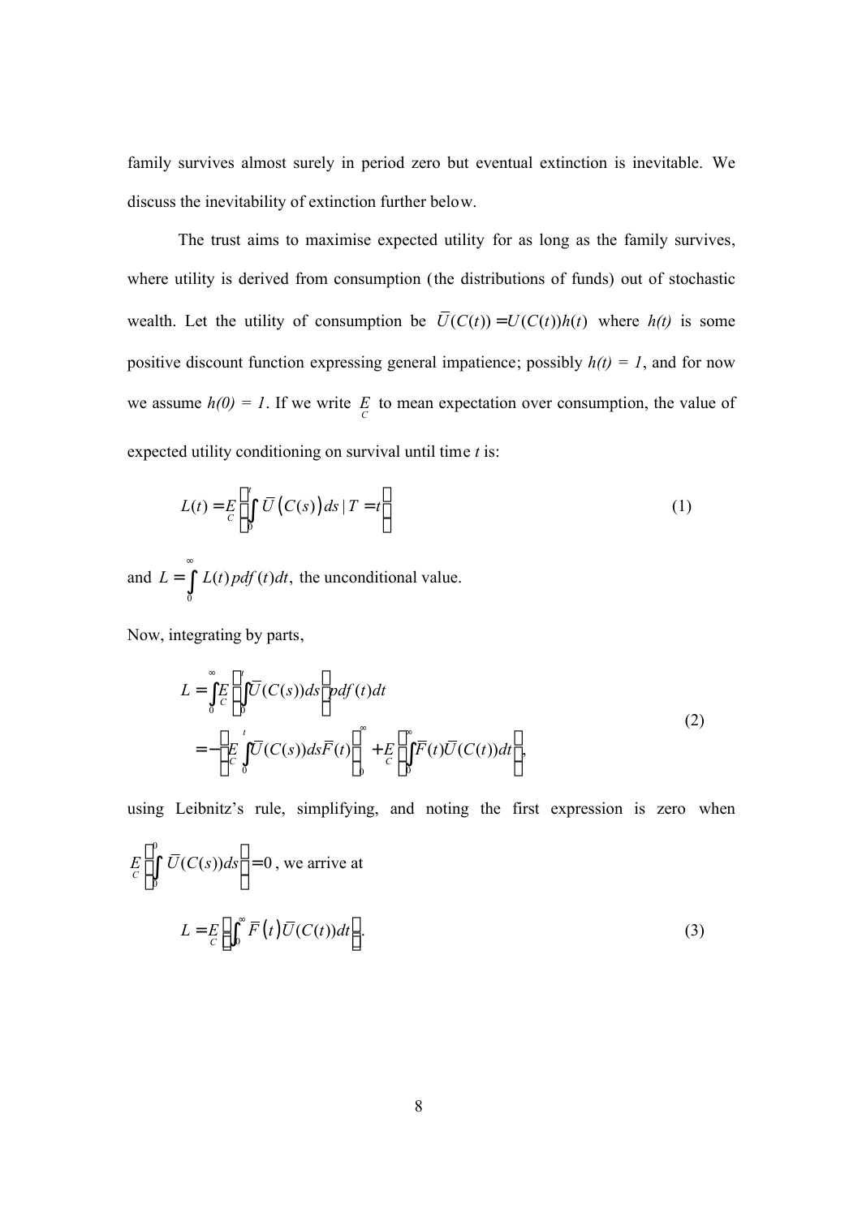family survives almost surely in period zero but eventual extinction is inevitable. We discuss the inevitability of extinction further below.

The trust aims to maximise expected utility for as long as the family survives, where utility is derived from consumption (the distributions of funds) out of stochastic wealth. Let the utility of consumption be $\bar{U}(C(t)) = U(C(t))h(t)$ where $h(t)$ is some positive discount function expressing general impatience; possibly $h(t) = 1$, and for now we assume $h(0) = 1$. If we write $\underset{C}{E}$ to mean expectation over consumption, the value of expected utility conditioning on survival until time $t$ is:

$$L(t) = \underset{C}{E}\left[\int_0^t \bar{U}\left(C(s)\right)ds \mid T = t\right] \tag{1}$$

and $L = \int_0^\infty L(t)pdf(t)dt$, the unconditional value.

Now, integrating by parts,

$$\begin{aligned} L &= \int_0^\infty \underset{C}{E}\left[\int_0^t \bar{U}(C(s))ds\right]pdf(t)dt \\ &= -\left[\underset{C}{E}\int_0^t \bar{U}(C(s))ds\bar{F}(t)\right]_0^\infty + \underset{C}{E}\left[\int_0^\infty \bar{F}(t)\bar{U}(C(t))dt\right], \end{aligned} \tag{2}$$

using Leibnitz's rule, simplifying, and noting the first expression is zero when $\underset{C}{E}\left[\int_0^0 \bar{U}(C(s))ds\right] = 0$, we arrive at

$$L = \underset{C}{E}\left[\int_0^\infty \bar{F}\left(t\right)\bar{U}(C(t))dt\right]. \tag{3}$$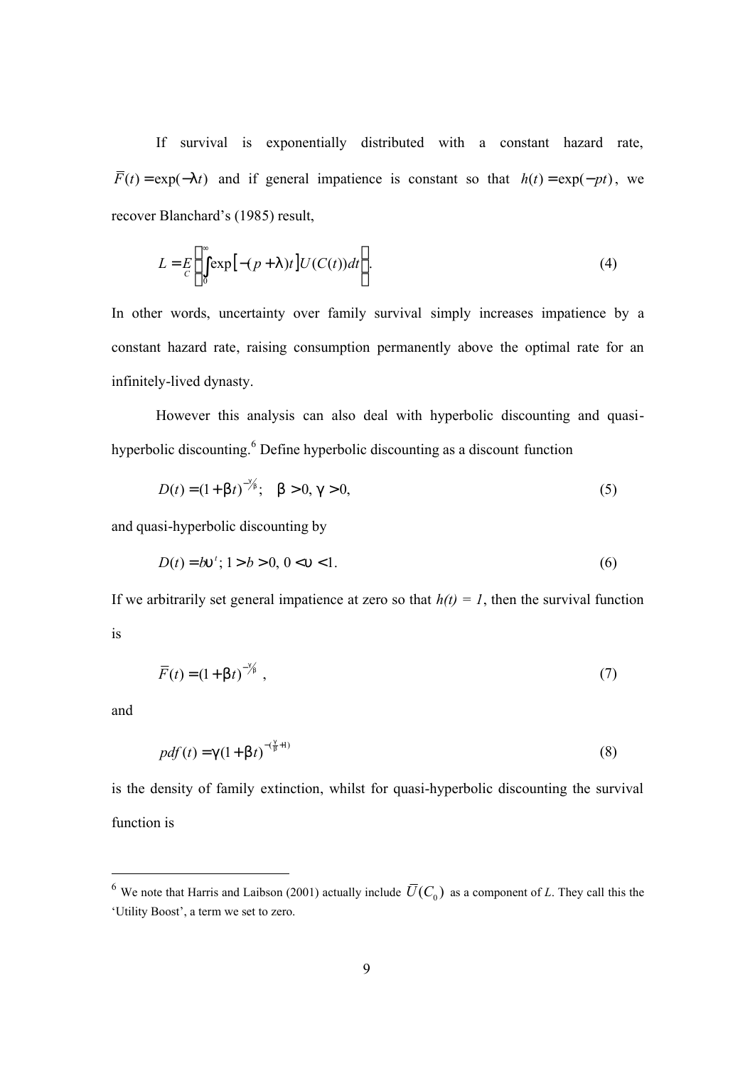If survival is exponentially distributed with a constant hazard rate, $\overline{F}(t) = \exp(-\lambda t)$ and if general impatience is constant so that $h(t) = \exp(-pt)$, we recover Blanchard's (1985) result,

$$L = \underset{C}{E}\left[\int_0^\infty \exp\left[-(p+\lambda)t\right]U(C(t))dt\right]. \tag{4}$$

In other words, uncertainty over family survival simply increases impatience by a constant hazard rate, raising consumption permanently above the optimal rate for an infinitely-lived dynasty.

However this analysis can also deal with hyperbolic discounting and quasi-hyperbolic discounting.[6] Define hyperbolic discounting as a discount function

$$D(t) = (1+\beta t)^{-\gamma/\beta}; \quad \beta > 0, \gamma > 0, \tag{5}$$

and quasi-hyperbolic discounting by

$$D(t) = b\upsilon^t; \; 1 > b > 0, \; 0 < \upsilon < 1. \tag{6}$$

If we arbitrarily set general impatience at zero so that $h(t) = 1$, then the survival function is

$$\overline{F}(t) = (1+\beta t)^{-\gamma/\beta}, \tag{7}$$

and

$$pdf(t) = \gamma(1+\beta t)^{-(\frac{\gamma}{\beta}+1)} \tag{8}$$

is the density of family extinction, whilst for quasi-hyperbolic discounting the survival function is

---

[6] We note that Harris and Laibson (2001) actually include $\overline{U}(C_0)$ as a component of *L*. They call this the 'Utility Boost', a term we set to zero.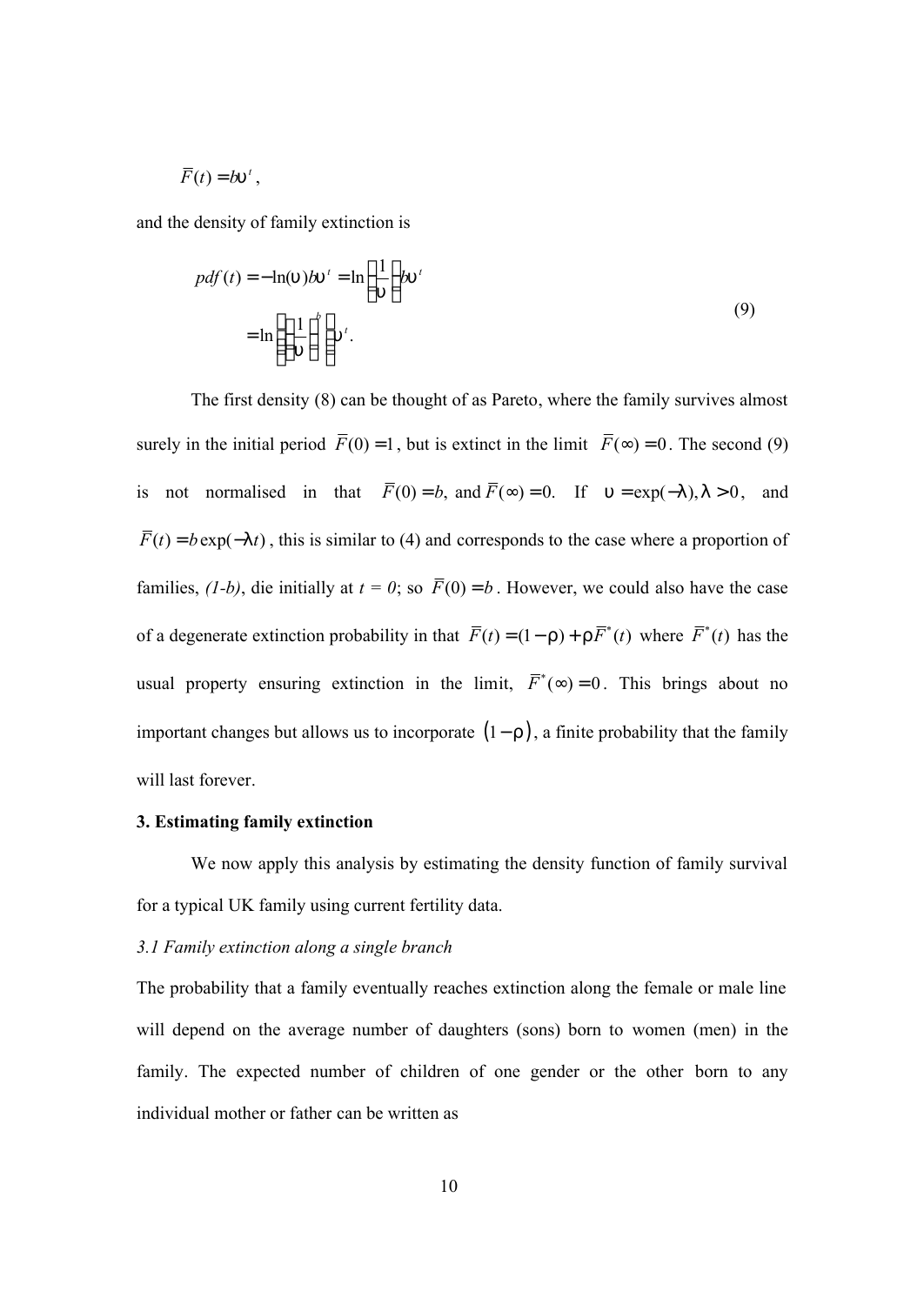$$\bar{F}(t) = b\upsilon^t,$$

and the density of family extinction is

$$\begin{aligned} pdf(t) &= -\ln(\upsilon) b\upsilon^t = \ln\left(\frac{1}{\upsilon}\right) b\upsilon^t \\ &= \ln\left(\left(\frac{1}{\upsilon}\right)^b\right)\upsilon^t. \end{aligned} \tag{9}$$

The first density (8) can be thought of as Pareto, where the family survives almost surely in the initial period $\bar{F}(0) = 1$, but is extinct in the limit $\bar{F}(\infty) = 0$. The second (9) is not normalised in that $\bar{F}(0) = b$, and $\bar{F}(\infty) = 0$. If $\upsilon = \exp(-\lambda), \lambda > 0$, and $\bar{F}(t) = b\exp(-\lambda t)$, this is similar to (4) and corresponds to the case where a proportion of families, *(1-b)*, die initially at $t = 0$; so $\bar{F}(0) = b$. However, we could also have the case of a degenerate extinction probability in that $\bar{F}(t) = (1-\rho) + \rho\bar{F}^*(t)$ where $\bar{F}^*(t)$ has the usual property ensuring extinction in the limit, $\bar{F}^*(\infty) = 0$. This brings about no important changes but allows us to incorporate $(1-\rho)$, a finite probability that the family will last forever.

## 3. Estimating family extinction

We now apply this analysis by estimating the density function of family survival for a typical UK family using current fertility data.

### *3.1 Family extinction along a single branch*

The probability that a family eventually reaches extinction along the female or male line will depend on the average number of daughters (sons) born to women (men) in the family. The expected number of children of one gender or the other born to any individual mother or father can be written as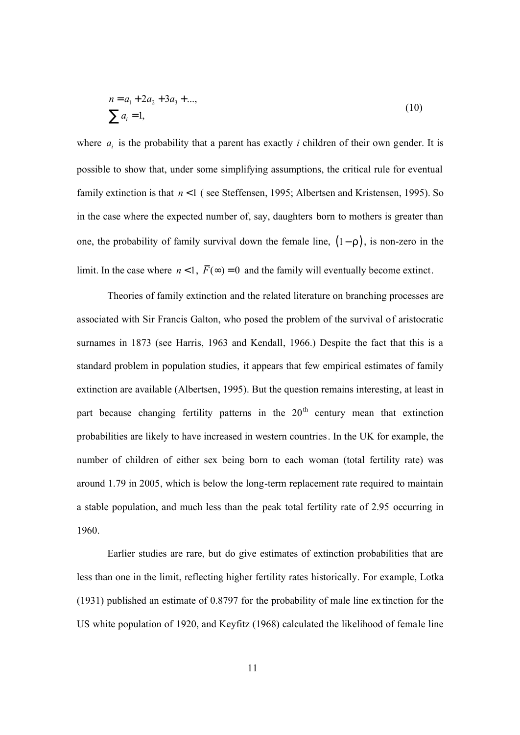$$n = a_1 + 2a_2 + 3a_3 + \ldots,$$
$$\sum a_i = 1, \tag{10}$$

where $a_i$ is the probability that a parent has exactly *i* children of their own gender. It is possible to show that, under some simplifying assumptions, the critical rule for eventual family extinction is that $n < 1$ ( see Steffensen, 1995; Albertsen and Kristensen, 1995). So in the case where the expected number of, say, daughters born to mothers is greater than one, the probability of family survival down the female line, $(1-\rho)$, is non-zero in the limit. In the case where $n < 1$, $\bar{F}(\infty) = 0$ and the family will eventually become extinct.

Theories of family extinction and the related literature on branching processes are associated with Sir Francis Galton, who posed the problem of the survival of aristocratic surnames in 1873 (see Harris, 1963 and Kendall, 1966.) Despite the fact that this is a standard problem in population studies, it appears that few empirical estimates of family extinction are available (Albertsen, 1995). But the question remains interesting, at least in part because changing fertility patterns in the 20th century mean that extinction probabilities are likely to have increased in western countries. In the UK for example, the number of children of either sex being born to each woman (total fertility rate) was around 1.79 in 2005, which is below the long-term replacement rate required to maintain a stable population, and much less than the peak total fertility rate of 2.95 occurring in 1960.

Earlier studies are rare, but do give estimates of extinction probabilities that are less than one in the limit, reflecting higher fertility rates historically. For example, Lotka (1931) published an estimate of 0.8797 for the probability of male line extinction for the US white population of 1920, and Keyfitz (1968) calculated the likelihood of female line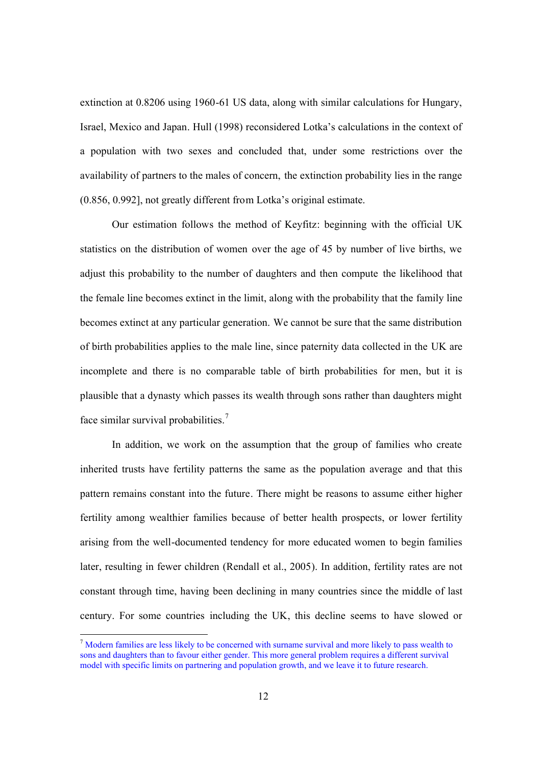extinction at 0.8206 using 1960-61 US data, along with similar calculations for Hungary, Israel, Mexico and Japan. Hull (1998) reconsidered Lotka's calculations in the context of a population with two sexes and concluded that, under some restrictions over the availability of partners to the males of concern, the extinction probability lies in the range (0.856, 0.992], not greatly different from Lotka's original estimate.

Our estimation follows the method of Keyfitz: beginning with the official UK statistics on the distribution of women over the age of 45 by number of live births, we adjust this probability to the number of daughters and then compute the likelihood that the female line becomes extinct in the limit, along with the probability that the family line becomes extinct at any particular generation. We cannot be sure that the same distribution of birth probabilities applies to the male line, since paternity data collected in the UK are incomplete and there is no comparable table of birth probabilities for men, but it is plausible that a dynasty which passes its wealth through sons rather than daughters might face similar survival probabilities.[7]

In addition, we work on the assumption that the group of families who create inherited trusts have fertility patterns the same as the population average and that this pattern remains constant into the future. There might be reasons to assume either higher fertility among wealthier families because of better health prospects, or lower fertility arising from the well-documented tendency for more educated women to begin families later, resulting in fewer children (Rendall et al., 2005). In addition, fertility rates are not constant through time, having been declining in many countries since the middle of last century. For some countries including the UK, this decline seems to have slowed or

[7] Modern families are less likely to be concerned with surname survival and more likely to pass wealth to sons and daughters than to favour either gender. This more general problem requires a different survival model with specific limits on partnering and population growth, and we leave it to future research.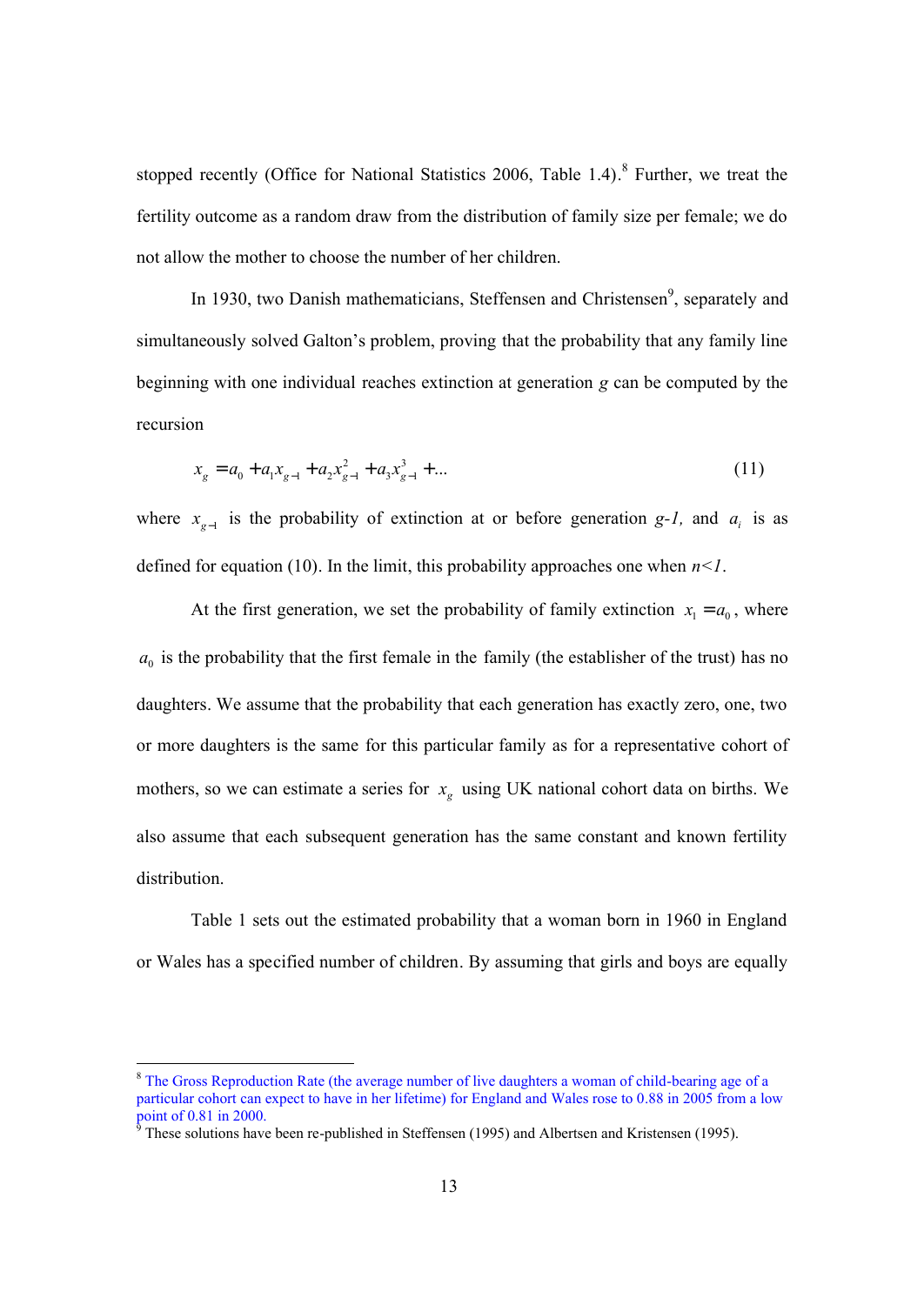stopped recently (Office for National Statistics 2006, Table 1.4).[8] Further, we treat the fertility outcome as a random draw from the distribution of family size per female; we do not allow the mother to choose the number of her children.

In 1930, two Danish mathematicians, Steffensen and Christensen[9], separately and simultaneously solved Galton's problem, proving that the probability that any family line beginning with one individual reaches extinction at generation $g$ can be computed by the recursion

$$x_g = a_0 + a_1 x_{g-1} + a_2 x_{g-1}^2 + a_3 x_{g-1}^3 + \ldots \tag{11}$$

where $x_{g-1}$ is the probability of extinction at or before generation $g$-$1$, and $a_i$ is as defined for equation (10). In the limit, this probability approaches one when $n<1$.

At the first generation, we set the probability of family extinction $x_1 = a_0$, where $a_0$ is the probability that the first female in the family (the establisher of the trust) has no daughters. We assume that the probability that each generation has exactly zero, one, two or more daughters is the same for this particular family as for a representative cohort of mothers, so we can estimate a series for $x_g$ using UK national cohort data on births. We also assume that each subsequent generation has the same constant and known fertility distribution.

Table 1 sets out the estimated probability that a woman born in 1960 in England or Wales has a specified number of children. By assuming that girls and boys are equally

---

[8] The Gross Reproduction Rate (the average number of live daughters a woman of child-bearing age of a particular cohort can expect to have in her lifetime) for England and Wales rose to 0.88 in 2005 from a low point of 0.81 in 2000.

[9] These solutions have been re-published in Steffensen (1995) and Albertsen and Kristensen (1995).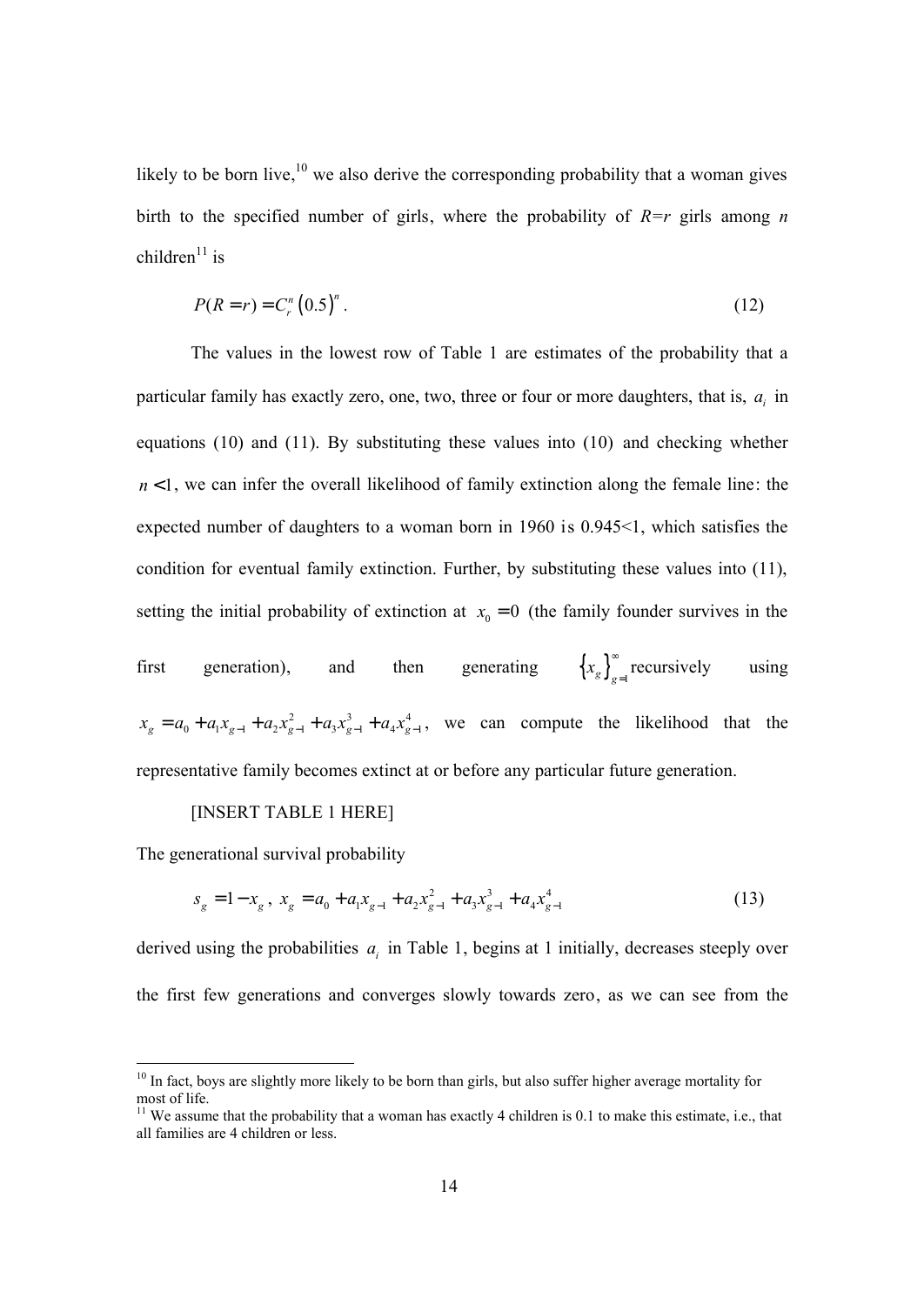likely to be born live,[10] we also derive the corresponding probability that a woman gives birth to the specified number of girls, where the probability of $R=r$ girls among $n$ children[11] is

$$P(R=r)=C_r^n\left(0.5\right)^n . \tag{12}$$

The values in the lowest row of Table 1 are estimates of the probability that a particular family has exactly zero, one, two, three or four or more daughters, that is, $a_i$ in equations (10) and (11). By substituting these values into (10) and checking whether $n<1$, we can infer the overall likelihood of family extinction along the female line: the expected number of daughters to a woman born in 1960 is 0.945<1, which satisfies the condition for eventual family extinction. Further, by substituting these values into (11), setting the initial probability of extinction at $x_0=0$ (the family founder survives in the first generation), and then generating $\left\{x_g\right\}_{g=1}^{\infty}$ recursively using $x_g=a_0+a_1x_{g-1}+a_2x_{g-1}^2+a_3x_{g-1}^3+a_4x_{g-1}^4$, we can compute the likelihood that the representative family becomes extinct at or before any particular future generation.

[INSERT TABLE 1 HERE]

The generational survival probability

$$s_g=1-x_g,\ x_g=a_0+a_1x_{g-1}+a_2x_{g-1}^2+a_3x_{g-1}^3+a_4x_{g-1}^4 \tag{13}$$

derived using the probabilities $a_i$ in Table 1, begins at 1 initially, decreases steeply over the first few generations and converges slowly towards zero, as we can see from the

[10] In fact, boys are slightly more likely to be born than girls, but also suffer higher average mortality for most of life.

[11] We assume that the probability that a woman has exactly 4 children is 0.1 to make this estimate, i.e., that all families are 4 children or less.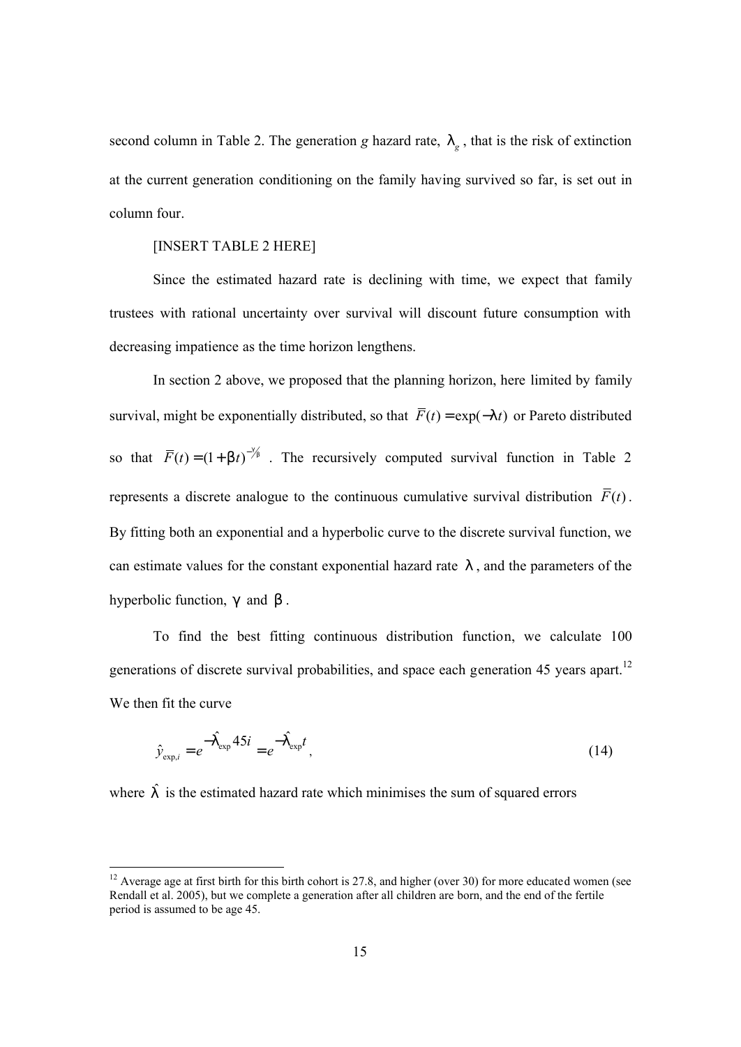second column in Table 2. The generation *g* hazard rate, $\lambda_g$, that is the risk of extinction at the current generation conditioning on the family having survived so far, is set out in column four.

[INSERT TABLE 2 HERE]

Since the estimated hazard rate is declining with time, we expect that family trustees with rational uncertainty over survival will discount future consumption with decreasing impatience as the time horizon lengthens.

In section 2 above, we proposed that the planning horizon, here limited by family survival, might be exponentially distributed, so that $\overline{F}(t) = \exp(-\lambda t)$ or Pareto distributed so that $\overline{F}(t) = (1+\beta t)^{-\gamma/\beta}$. The recursively computed survival function in Table 2 represents a discrete analogue to the continuous cumulative survival distribution $\overline{F}(t)$. By fitting both an exponential and a hyperbolic curve to the discrete survival function, we can estimate values for the constant exponential hazard rate $\lambda$, and the parameters of the hyperbolic function, $\gamma$ and $\beta$.

To find the best fitting continuous distribution function, we calculate 100 generations of discrete survival probabilities, and space each generation 45 years apart.[12] We then fit the curve

$$\hat{y}_{\exp,i} = e^{-\hat{\lambda}_{\exp} 45 i} = e^{-\hat{\lambda}_{\exp} t}, \tag{14}$$

where $\hat{\lambda}$ is the estimated hazard rate which minimises the sum of squared errors

[12] Average age at first birth for this birth cohort is 27.8, and higher (over 30) for more educated women (see Rendall et al. 2005), but we complete a generation after all children are born, and the end of the fertile period is assumed to be age 45.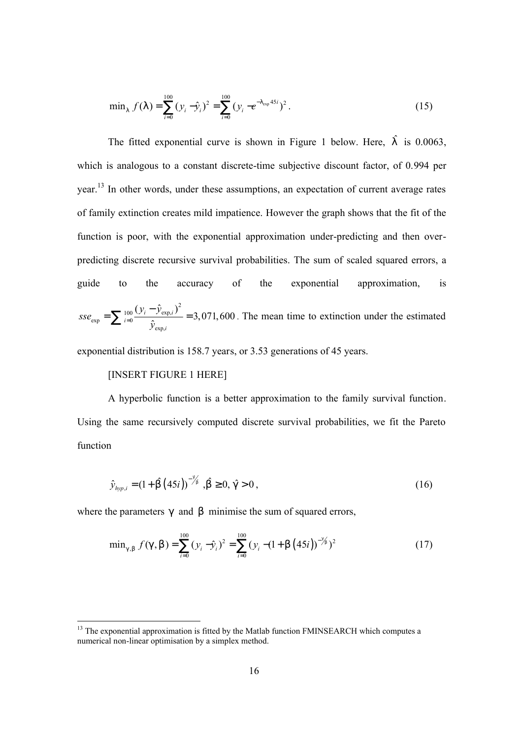$$\min_{\lambda} f(\lambda) = \sum_{i=0}^{100} (y_i - \hat{y}_i)^2 = \sum_{i=0}^{100} (y_i - e^{-\lambda_{\exp} 45 i})^2 . \tag{15}$$

The fitted exponential curve is shown in Figure 1 below. Here, $\hat{\lambda}$ is 0.0063, which is analogous to a constant discrete-time subjective discount factor, of 0.994 per year.[13] In other words, under these assumptions, an expectation of current average rates of family extinction creates mild impatience. However the graph shows that the fit of the function is poor, with the exponential approximation under-predicting and then over-predicting discrete recursive survival probabilities. The sum of scaled squared errors, a guide to the accuracy of the exponential approximation, is $sse_{\exp} = \sum_{i=0}^{100} \frac{(y_i - \hat{y}_{\exp,i})^2}{\hat{y}_{\exp,i}} = 3,071,600$. The mean time to extinction under the estimated exponential distribution is 158.7 years, or 3.53 generations of 45 years.

[INSERT FIGURE 1 HERE]

A hyperbolic function is a better approximation to the family survival function. Using the same recursively computed discrete survival probabilities, we fit the Pareto function

$$\hat{y}_{hyp,i} = (1 + \hat{\beta}(45i))^{-\hat{\gamma}/\hat{\beta}}, \hat{\beta} \geq 0, \hat{\gamma} > 0 , \tag{16}$$

where the parameters $\gamma$ and $\beta$ minimise the sum of squared errors,

$$\min_{\gamma,\beta} f(\gamma,\beta) = \sum_{i=0}^{100} (y_i - \hat{y}_i)^2 = \sum_{i=0}^{100} (y_i - (1 + \beta(45i))^{-\gamma/\beta})^2 \tag{17}$$

[13] The exponential approximation is fitted by the Matlab function FMINSEARCH which computes a numerical non-linear optimisation by a simplex method.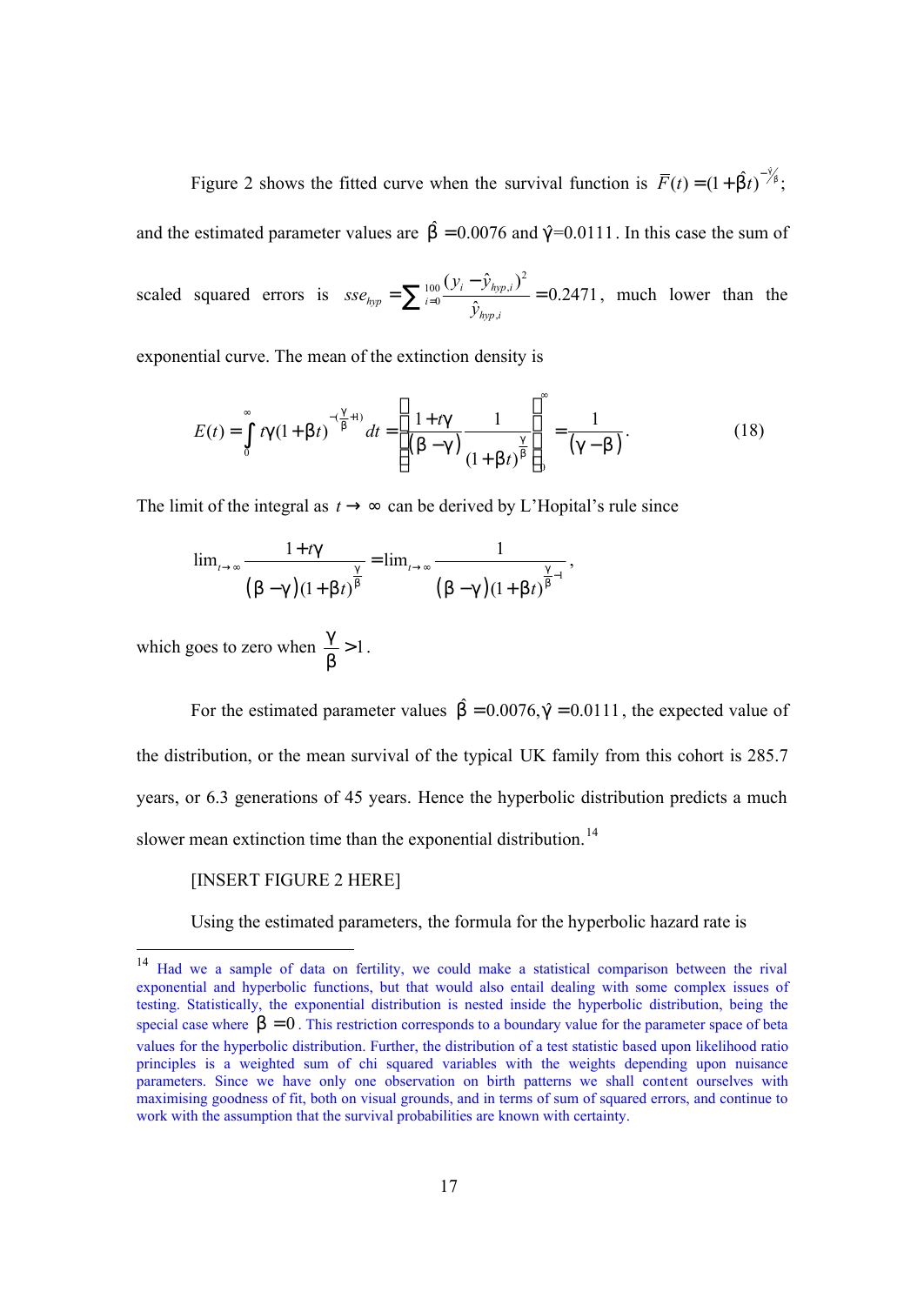Figure 2 shows the fitted curve when the survival function is $\overline{F}(t) = (1+\hat{\beta}t)^{-\hat{\gamma}/\hat{\beta}}$; and the estimated parameter values are $\hat{\beta} = 0.0076$ and $\hat{\gamma} = 0.0111$. In this case the sum of scaled squared errors is $sse_{hyp} = \sum_{i=0}^{100} \frac{(y_i - \hat{y}_{hyp,i})^2}{\hat{y}_{hyp,i}} = 0.2471$, much lower than the exponential curve. The mean of the extinction density is

$$E(t) = \int_0^\infty t\gamma(1+\beta t)^{-(\frac{\gamma}{\beta}+1)} dt = \left[ \frac{1+t\gamma}{(\beta-\gamma)} \frac{1}{(1+\beta t)^{\frac{\gamma}{\beta}}} \right]_0^\infty = \frac{1}{(\gamma-\beta)}. \tag{18}$$

The limit of the integral as $t \to \infty$ can be derived by L'Hopital's rule since

$$\lim_{t\to\infty} \frac{1+t\gamma}{(\beta-\gamma)(1+\beta t)^{\frac{\gamma}{\beta}}} = \lim_{t\to\infty} \frac{1}{(\beta-\gamma)(1+\beta t)^{\frac{\gamma}{\beta}-1}},$$

which goes to zero when $\frac{\gamma}{\beta} > 1$.

For the estimated parameter values $\hat{\beta} = 0.0076, \hat{\gamma} = 0.0111$, the expected value of the distribution, or the mean survival of the typical UK family from this cohort is 285.7 years, or 6.3 generations of 45 years. Hence the hyperbolic distribution predicts a much slower mean extinction time than the exponential distribution.[14]

[INSERT FIGURE 2 HERE]

Using the estimated parameters, the formula for the hyperbolic hazard rate is

---

[14] Had we a sample of data on fertility, we could make a statistical comparison between the rival exponential and hyperbolic functions, but that would also entail dealing with some complex issues of testing. Statistically, the exponential distribution is nested inside the hyperbolic distribution, being the special case where $\beta = 0$. This restriction corresponds to a boundary value for the parameter space of beta values for the hyperbolic distribution. Further, the distribution of a test statistic based upon likelihood ratio principles is a weighted sum of chi squared variables with the weights depending upon nuisance parameters. Since we have only one observation on birth patterns we shall content ourselves with maximising goodness of fit, both on visual grounds, and in terms of sum of squared errors, and continue to work with the assumption that the survival probabilities are known with certainty.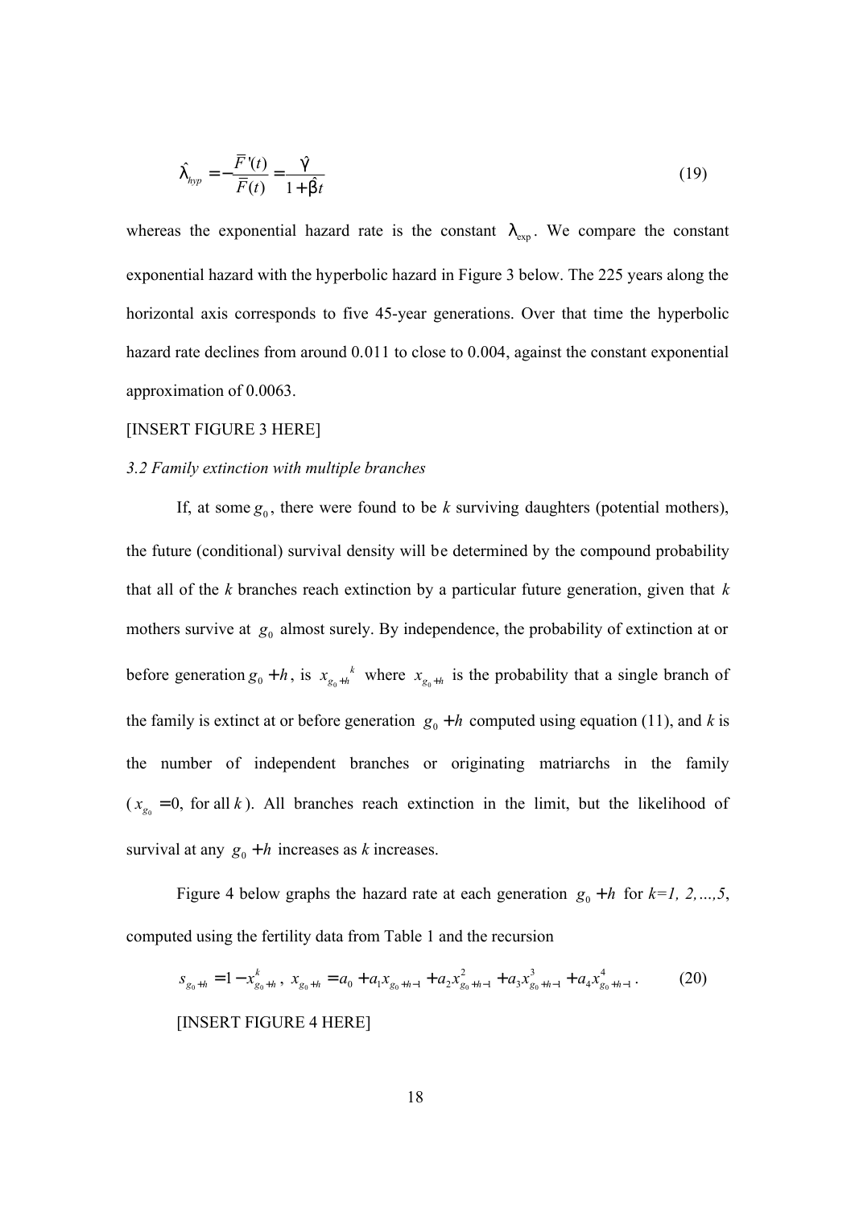$$\hat{\lambda}_{hyp} = -\frac{\bar{F}'(t)}{\bar{F}(t)} = \frac{\hat{\gamma}}{1+\hat{\beta}t} \tag{19}$$

whereas the exponential hazard rate is the constant $\lambda_{\exp}$. We compare the constant exponential hazard with the hyperbolic hazard in Figure 3 below. The 225 years along the horizontal axis corresponds to five 45-year generations. Over that time the hyperbolic hazard rate declines from around 0.011 to close to 0.004, against the constant exponential approximation of 0.0063.

[INSERT FIGURE 3 HERE]

*3.2 Family extinction with multiple branches*

If, at some $g_0$, there were found to be *k* surviving daughters (potential mothers), the future (conditional) survival density will be determined by the compound probability that all of the *k* branches reach extinction by a particular future generation, given that *k* mothers survive at $g_0$ almost surely. By independence, the probability of extinction at or before generation $g_0 + h$, is $x_{g_0+h}{}^k$ where $x_{g_0+h}$ is the probability that a single branch of the family is extinct at or before generation $g_0 + h$ computed using equation (11), and *k* is the number of independent branches or originating matriarchs in the family ($x_{g_0} = 0$, for all $k$). All branches reach extinction in the limit, but the likelihood of survival at any $g_0 + h$ increases as *k* increases.

Figure 4 below graphs the hazard rate at each generation $g_0 + h$ for *k=1, 2,…,5*, computed using the fertility data from Table 1 and the recursion

$$s_{g_0+h} = 1 - x_{g_0+h}^k,\ x_{g_0+h} = a_0 + a_1 x_{g_0+h-1} + a_2 x_{g_0+h-1}^2 + a_3 x_{g_0+h-1}^3 + a_4 x_{g_0+h-1}^4. \tag{20}$$

[INSERT FIGURE 4 HERE]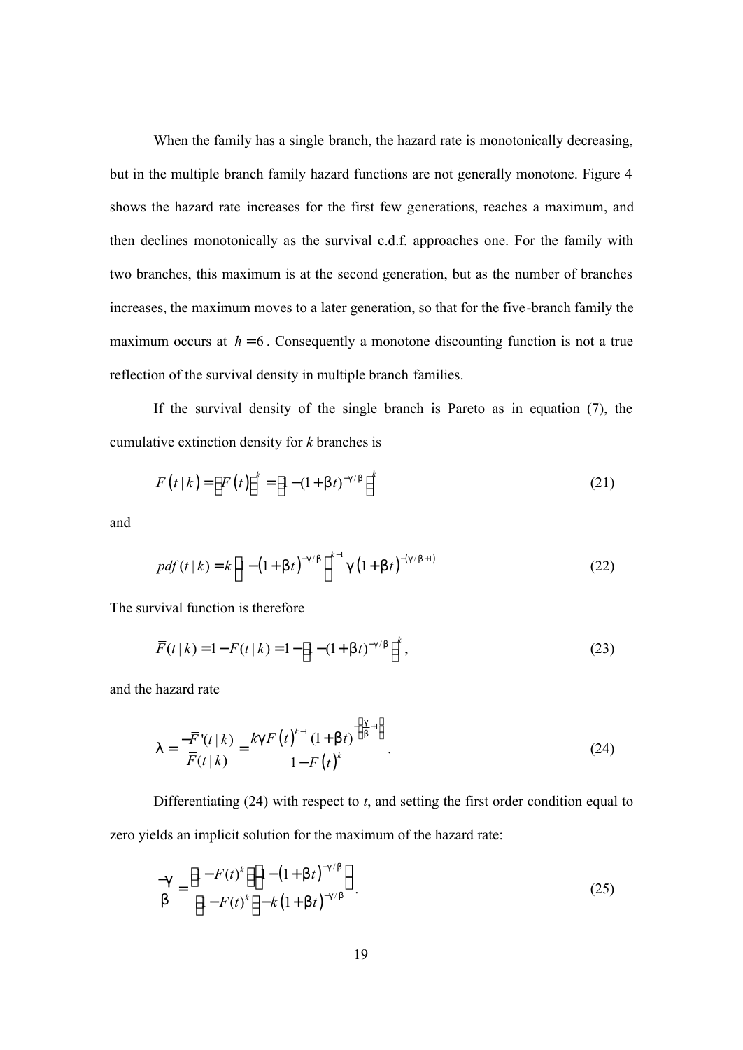When the family has a single branch, the hazard rate is monotonically decreasing, but in the multiple branch family hazard functions are not generally monotone. Figure 4 shows the hazard rate increases for the first few generations, reaches a maximum, and then declines monotonically as the survival c.d.f. approaches one. For the family with two branches, this maximum is at the second generation, but as the number of branches increases, the maximum moves to a later generation, so that for the five-branch family the maximum occurs at $h = 6$. Consequently a monotone discounting function is not a true reflection of the survival density in multiple branch families.

If the survival density of the single branch is Pareto as in equation (7), the cumulative extinction density for *k* branches is

$$F(t \mid k) = \left[F(t)\right]^k = \left[1 - (1+\beta t)^{-\gamma/\beta}\right]^k \tag{21}$$

and

$$pdf(t \mid k) = k\left[1 - (1+\beta t)^{-\gamma/\beta}\right]^{k-1} \gamma \left(1+\beta t\right)^{-(\gamma/\beta+1)} \tag{22}$$

The survival function is therefore

$$\bar{F}(t \mid k) = 1 - F(t \mid k) = 1 - \left[1 - (1+\beta t)^{-\gamma/\beta}\right]^k, \tag{23}$$

and the hazard rate

$$\lambda = \frac{-\bar{F}'(t \mid k)}{\bar{F}(t \mid k)} = \frac{k\gamma F\left(t\right)^{k-1}(1+\beta t)^{-\left(\frac{\gamma}{\beta}+1\right)}}{1 - F\left(t\right)^k}. \tag{24}$$

Differentiating (24) with respect to *t*, and setting the first order condition equal to zero yields an implicit solution for the maximum of the hazard rate:

$$\frac{-\gamma}{\beta} = \frac{\left[1 - F(t)^k\right]\left[1 - \left(1+\beta t\right)^{-\gamma/\beta}\right]}{\left[1 - F(t)^k\right] - k\left(1+\beta t\right)^{-\gamma/\beta}}. \tag{25}$$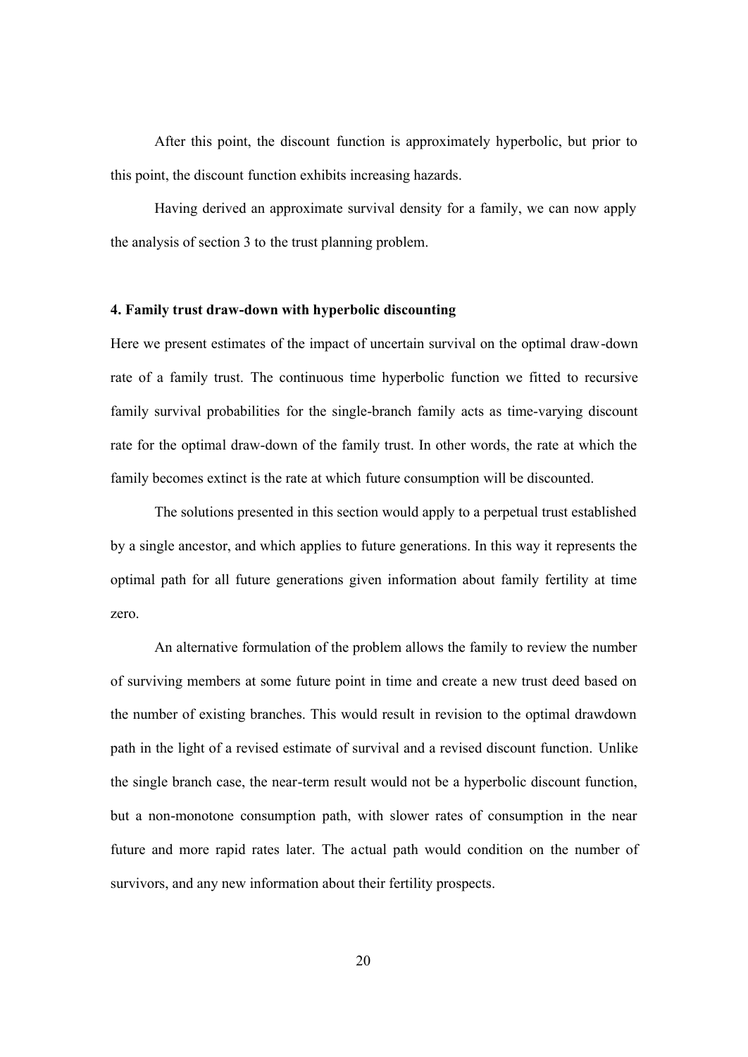After this point, the discount function is approximately hyperbolic, but prior to this point, the discount function exhibits increasing hazards.

Having derived an approximate survival density for a family, we can now apply the analysis of section 3 to the trust planning problem.

## 4. Family trust draw-down with hyperbolic discounting

Here we present estimates of the impact of uncertain survival on the optimal draw-down rate of a family trust. The continuous time hyperbolic function we fitted to recursive family survival probabilities for the single-branch family acts as time-varying discount rate for the optimal draw-down of the family trust. In other words, the rate at which the family becomes extinct is the rate at which future consumption will be discounted.

The solutions presented in this section would apply to a perpetual trust established by a single ancestor, and which applies to future generations. In this way it represents the optimal path for all future generations given information about family fertility at time zero.

An alternative formulation of the problem allows the family to review the number of surviving members at some future point in time and create a new trust deed based on the number of existing branches. This would result in revision to the optimal drawdown path in the light of a revised estimate of survival and a revised discount function. Unlike the single branch case, the near-term result would not be a hyperbolic discount function, but a non-monotone consumption path, with slower rates of consumption in the near future and more rapid rates later. The actual path would condition on the number of survivors, and any new information about their fertility prospects.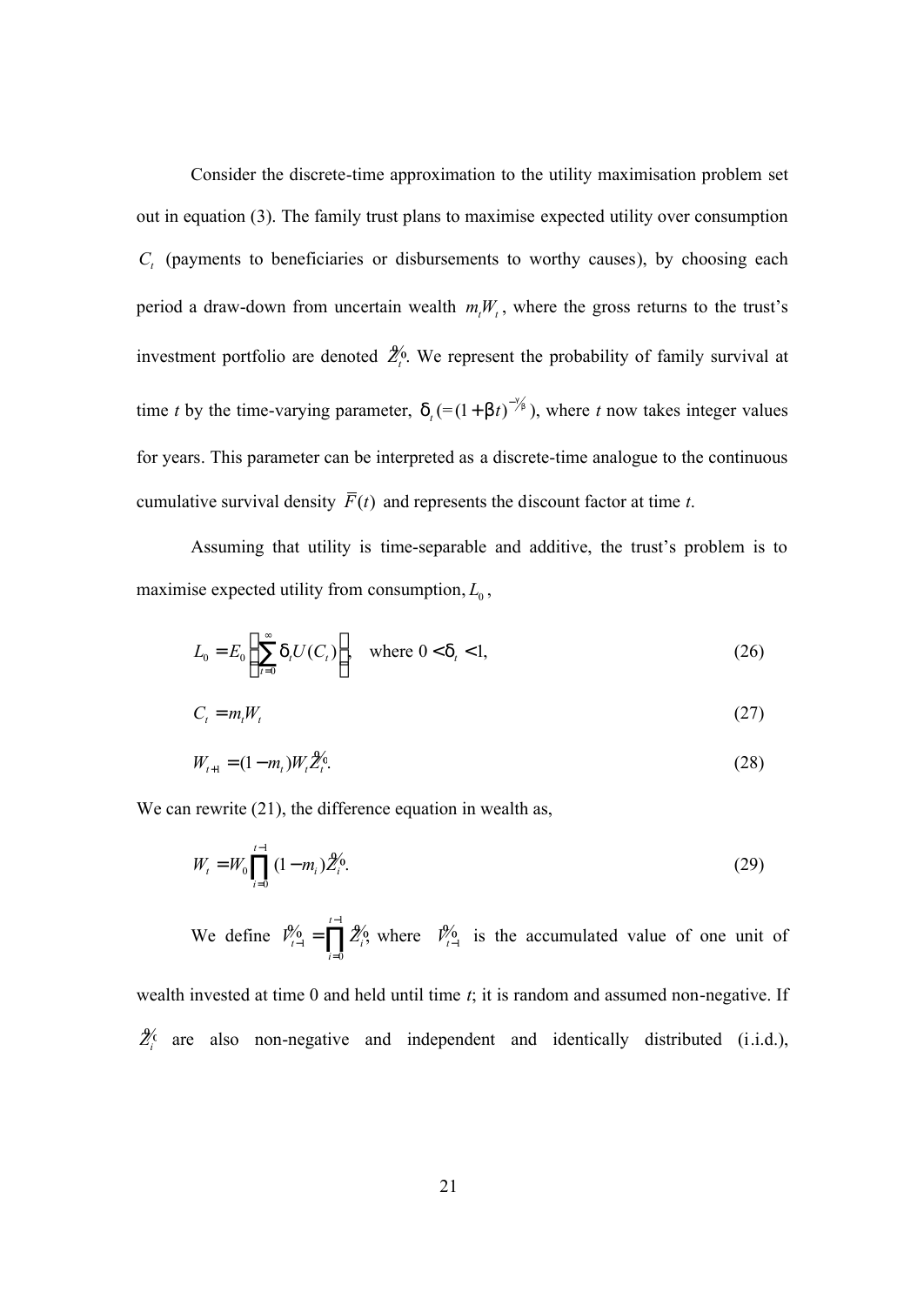Consider the discrete-time approximation to the utility maximisation problem set out in equation (3). The family trust plans to maximise expected utility over consumption $C_t$ (payments to beneficiaries or disbursements to worthy causes), by choosing each period a draw-down from uncertain wealth $m_t W_t$, where the gross returns to the trust's investment portfolio are denoted $\tilde{Z}_t$. We represent the probability of family survival at time *t* by the time-varying parameter, $\delta_t (= (1+\beta t)^{-\gamma/\beta})$, where *t* now takes integer values for years. This parameter can be interpreted as a discrete-time analogue to the continuous cumulative survival density $\bar{F}(t)$ and represents the discount factor at time *t*.

Assuming that utility is time-separable and additive, the trust's problem is to maximise expected utility from consumption, $L_0$,

$$L_0 = E_0 \left[ \sum_{t=0}^{\infty} \delta_t U(C_t) \right], \quad \text{where } 0 < \delta_t < 1, \tag{26}$$

$$C_t = m_t W_t \tag{27}$$

$$W_{t+1} = (1 - m_t) W_t \tilde{Z}_t. \tag{28}$$

We can rewrite (21), the difference equation in wealth as,

$$W_t = W_0 \prod_{i=0}^{t-1} (1 - m_i) \tilde{Z}_i. \tag{29}$$

We define $\tilde{V}_{t-1} = \prod_{i=0}^{t-1} \tilde{Z}_i$, where $\tilde{V}_{t-1}$ is the accumulated value of one unit of wealth invested at time 0 and held until time *t*; it is random and assumed non-negative. If $\tilde{Z}_i$ are also non-negative and independent and identically distributed (i.i.d.),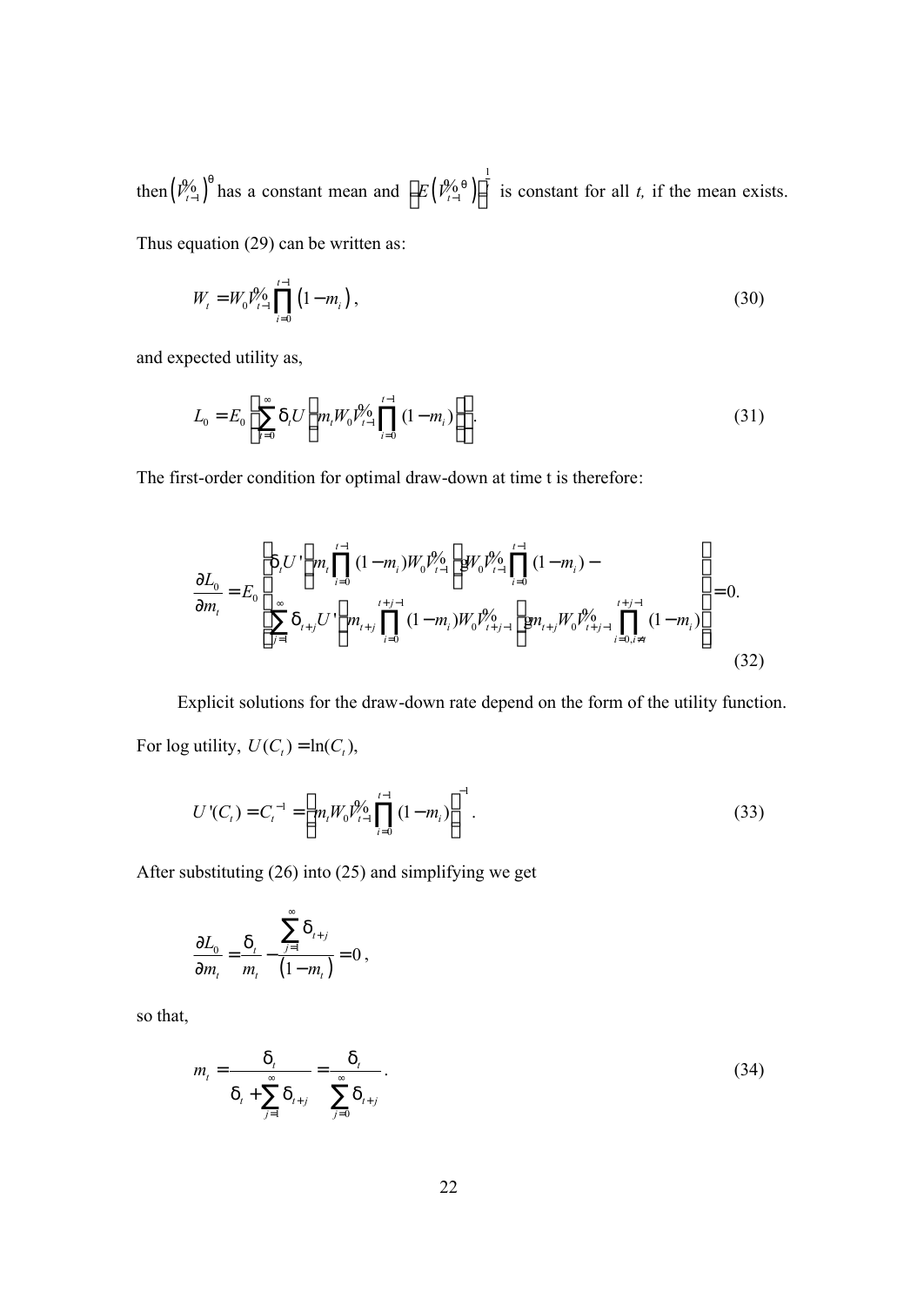then $\left(\tilde{V}_{t-1}\right)^{\theta}$ has a constant mean and $\left[E\left(\tilde{V}_{t-1}^{\theta}\right)\right]^{\frac{1}{\theta}}$ is constant for all *t,* if the mean exists. Thus equation (29) can be written as:

$$W_t = W_0 \tilde{V}_{t-1} \prod_{i=0}^{t-1} \left(1 - m_i\right), \tag{30}$$

and expected utility as,

$$L_0 = E_0 \left[ \sum_{t=0}^{\infty} \delta_t U \left( m_t W_0 \tilde{V}_{t-1} \prod_{i=0}^{t-1} (1 - m_i) \right) \right]. \tag{31}$$

The first-order condition for optimal draw-down at time t is therefore:

$$\frac{\partial L_0}{\partial m_t} = E_0 \left[ \begin{array}{l} \delta_t U' \left( m_t \prod_{i=0}^{t-1} (1 - m_i) W_0 \tilde{V}_{t-1} \right) W_0 \tilde{V}_{t-1} \prod_{i=0}^{t-1} (1 - m_i) - \\ \sum_{j=1}^{\infty} \delta_{t+j} U' \left( m_{t+j} \prod_{i=0}^{t+j-1} (1 - m_i) W_0 \tilde{V}_{t+j-1} \right) m_{t+j} W_0 \tilde{V}_{t+j-1} \prod_{i=0, i \neq t}^{t+j-1} (1 - m_i) \end{array} \right] = 0. \tag{32}$$

Explicit solutions for the draw-down rate depend on the form of the utility function. For log utility, $U(C_t) = \ln(C_t)$,

$$U'(C_t) = C_t^{-1} = \left[ m_t W_0 \tilde{V}_{t-1} \prod_{i=0}^{t-1} (1 - m_i) \right]^{-1}. \tag{33}$$

After substituting (26) into (25) and simplifying we get

$$\frac{\partial L_0}{\partial m_t} = \frac{\delta_t}{m_t} - \frac{\sum_{j=1}^{\infty} \delta_{t+j}}{\left(1 - m_t\right)} = 0,$$

so that,

$$m_t = \frac{\delta_t}{\delta_t + \sum_{j=1}^{\infty} \delta_{t+j}} = \frac{\delta_t}{\sum_{j=0}^{\infty} \delta_{t+j}}. \tag{34}$$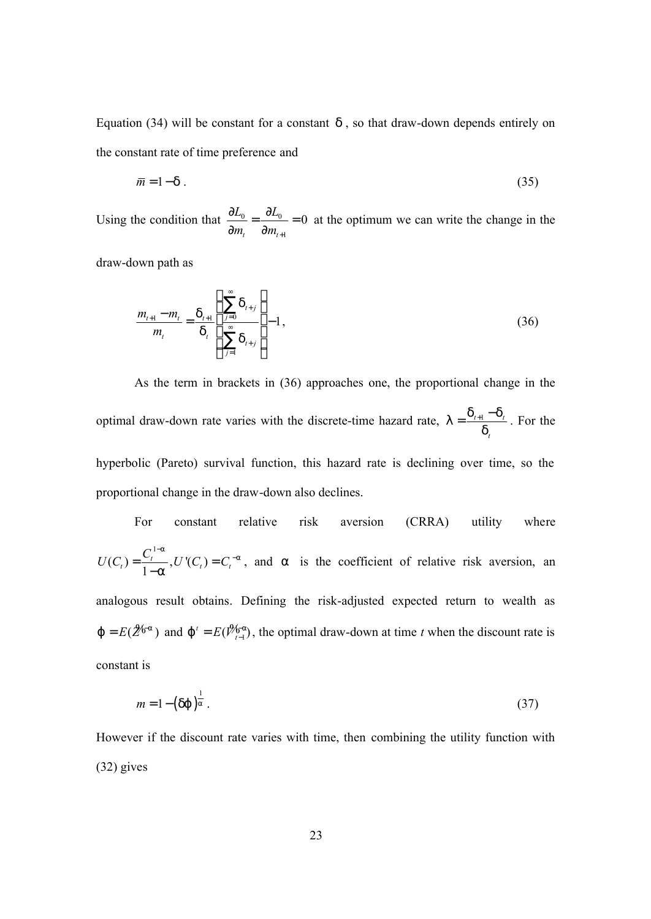Equation (34) will be constant for a constant $\delta$, so that draw-down depends entirely on the constant rate of time preference and

$$\bar{m} = 1 - \delta \, . \tag{35}$$

Using the condition that $\frac{\partial L_0}{\partial m_t} = \frac{\partial L_0}{\partial m_{t+1}} = 0$ at the optimum we can write the change in the draw-down path as

$$\frac{m_{t+1} - m_t}{m_t} = \frac{\delta_{t+1}}{\delta_t} \left( \frac{\sum_{j=0}^{\infty} \delta_{t+j}}{\sum_{j=1}^{\infty} \delta_{t+j}} \right) - 1 \, , \tag{36}$$

As the term in brackets in (36) approaches one, the proportional change in the optimal draw-down rate varies with the discrete-time hazard rate, $\lambda = \frac{\delta_{t+1} - \delta_t}{\delta_t}$. For the hyperbolic (Pareto) survival function, this hazard rate is declining over time, so the proportional change in the draw-down also declines.

For constant relative risk aversion (CRRA) utility where $U(C_t) = \frac{C_t^{1-\alpha}}{1-\alpha}, U'(C_t) = C_t^{-\alpha}$, and $\alpha$ is the coefficient of relative risk aversion, an analogous result obtains. Defining the risk-adjusted expected return to wealth as $\varphi = E(\tilde{Z}^{1-\alpha})$ and $\varphi^t = E(\tilde{V}_{t-1}^{1-\alpha})$, the optimal draw-down at time $t$ when the discount rate is constant is

$$m = 1 - (\delta \varphi)^{\frac{1}{\alpha}} \, . \tag{37}$$

However if the discount rate varies with time, then combining the utility function with (32) gives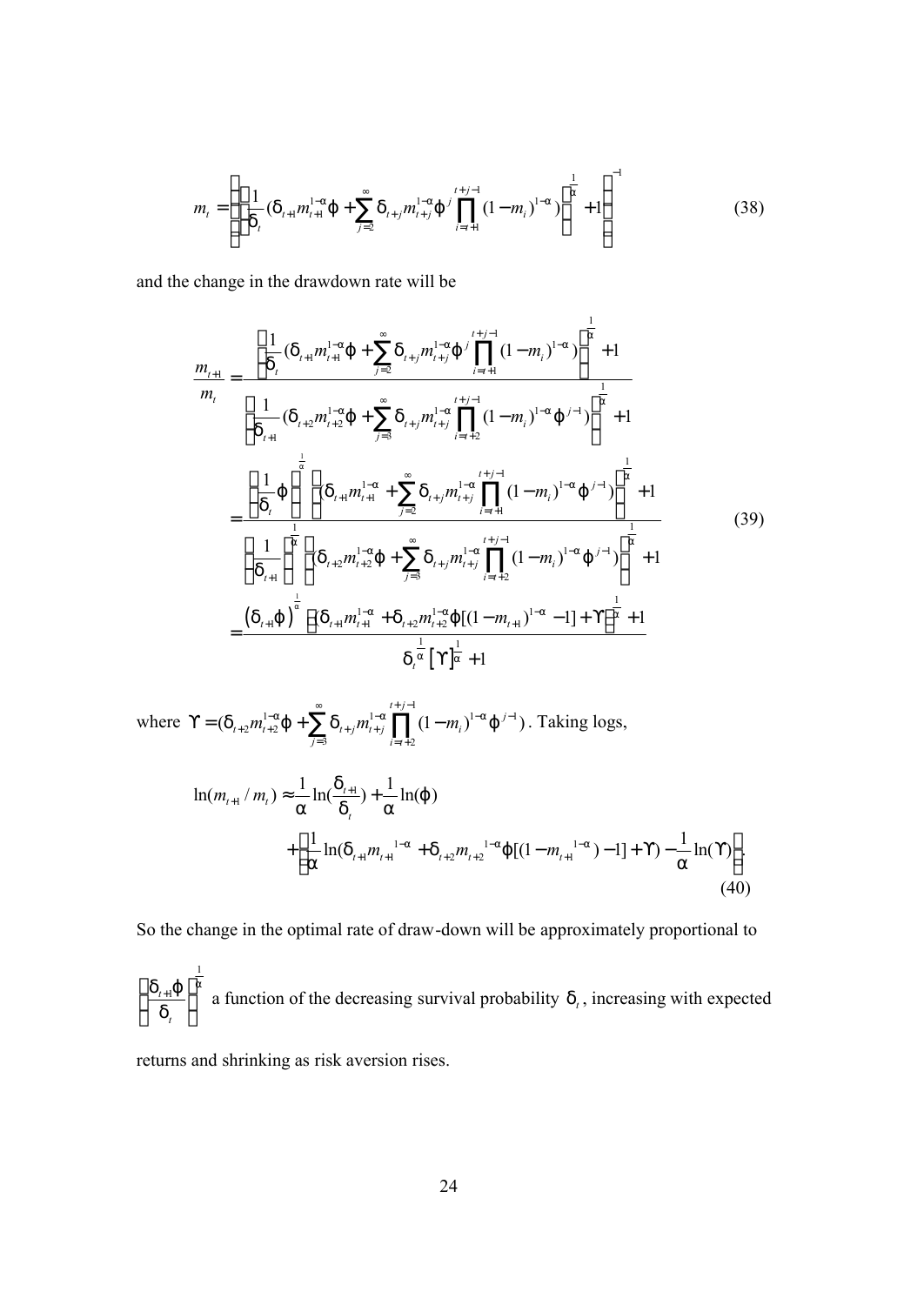$$m_t = \left[ \left[ \frac{1}{\delta_t} (\delta_{t+1} m_{t+1}^{1-\alpha} \varphi + \sum_{j=2}^{\infty} \delta_{t+j} m_{t+j}^{1-\alpha} \varphi^j \prod_{i=t+1}^{t+j-1} (1-m_i)^{1-\alpha}) \right]^{\frac{1}{\alpha}} + 1 \right]^{-1} \tag{38}$$

and the change in the drawdown rate will be

$$\begin{aligned}
\frac{m_{t+1}}{m_t} &= \frac{\left[ \frac{1}{\delta_t} (\delta_{t+1} m_{t+1}^{1-\alpha} \varphi + \sum_{j=2}^{\infty} \delta_{t+j} m_{t+j}^{1-\alpha} \varphi^j \prod_{i=t+1}^{t+j-1} (1-m_i)^{1-\alpha}) \right]^{\frac{1}{\alpha}} + 1}{\left[ \frac{1}{\delta_{t+1}} (\delta_{t+2} m_{t+2}^{1-\alpha} \varphi + \sum_{j=3}^{\infty} \delta_{t+j} m_{t+j}^{1-\alpha} \prod_{i=t+2}^{t+j-1} (1-m_i)^{1-\alpha} \varphi^{j-1}) \right]^{\frac{1}{\alpha}} + 1} \\
&= \frac{\left[ \frac{1}{\delta_t} \varphi \right]^{\frac{1}{\alpha}} \left[ (\delta_{t+1} m_{t+1}^{1-\alpha} + \sum_{j=2}^{\infty} \delta_{t+j} m_{t+j}^{1-\alpha} \prod_{i=t+1}^{t+j-1} (1-m_i)^{1-\alpha} \varphi^{j-1}) \right]^{\frac{1}{\alpha}} + 1}{\left[ \frac{1}{\delta_{t+1}} \right]^{\frac{1}{\alpha}} \left[ (\delta_{t+2} m_{t+2}^{1-\alpha} \varphi + \sum_{j=3}^{\infty} \delta_{t+j} m_{t+j}^{1-\alpha} \prod_{i=t+2}^{t+j-1} (1-m_i)^{1-\alpha} \varphi^{j-1}) \right]^{\frac{1}{\alpha}} + 1} \\
&= \frac{(\delta_{t+1} \varphi)^{\frac{1}{\alpha}} \left[ \delta_{t+1} m_{t+1}^{1-\alpha} + \delta_{t+2} m_{t+2}^{1-\alpha} \varphi [(1-m_{t+1})^{1-\alpha} - 1] + \Upsilon \right]^{\frac{1}{\alpha}} + 1}{\delta_t^{\frac{1}{\alpha}} [\Upsilon]^{\frac{1}{\alpha}} + 1}
\end{aligned} \tag{39}$$

where $\Upsilon = (\delta_{t+2} m_{t+2}^{1-\alpha} \varphi + \sum_{j=3}^{\infty} \delta_{t+j} m_{t+j}^{1-\alpha} \prod_{i=t+2}^{t+j-1} (1-m_i)^{1-\alpha} \varphi^{j-1})$. Taking logs,

$$\begin{aligned}
\ln(m_{t+1}/m_t) \approx & \frac{1}{\alpha} \ln(\frac{\delta_{t+1}}{\delta_t}) + \frac{1}{\alpha} \ln(\varphi) \\
& + \left[ \frac{1}{\alpha} \ln(\delta_{t+1} m_{t+1}{}^{1-\alpha} + \delta_{t+2} m_{t+2}{}^{1-\alpha} \varphi [(1 - m_{t+1}{}^{1-\alpha}) - 1] + \Upsilon) - \frac{1}{\alpha} \ln(\Upsilon) \right].
\end{aligned} \tag{40}$$

So the change in the optimal rate of draw-down will be approximately proportional to

$\left[ \frac{\delta_{t+1} \varphi}{\delta_t} \right]^{\frac{1}{\alpha}}$ a function of the decreasing survival probability $\delta_t$, increasing with expected returns and shrinking as risk aversion rises.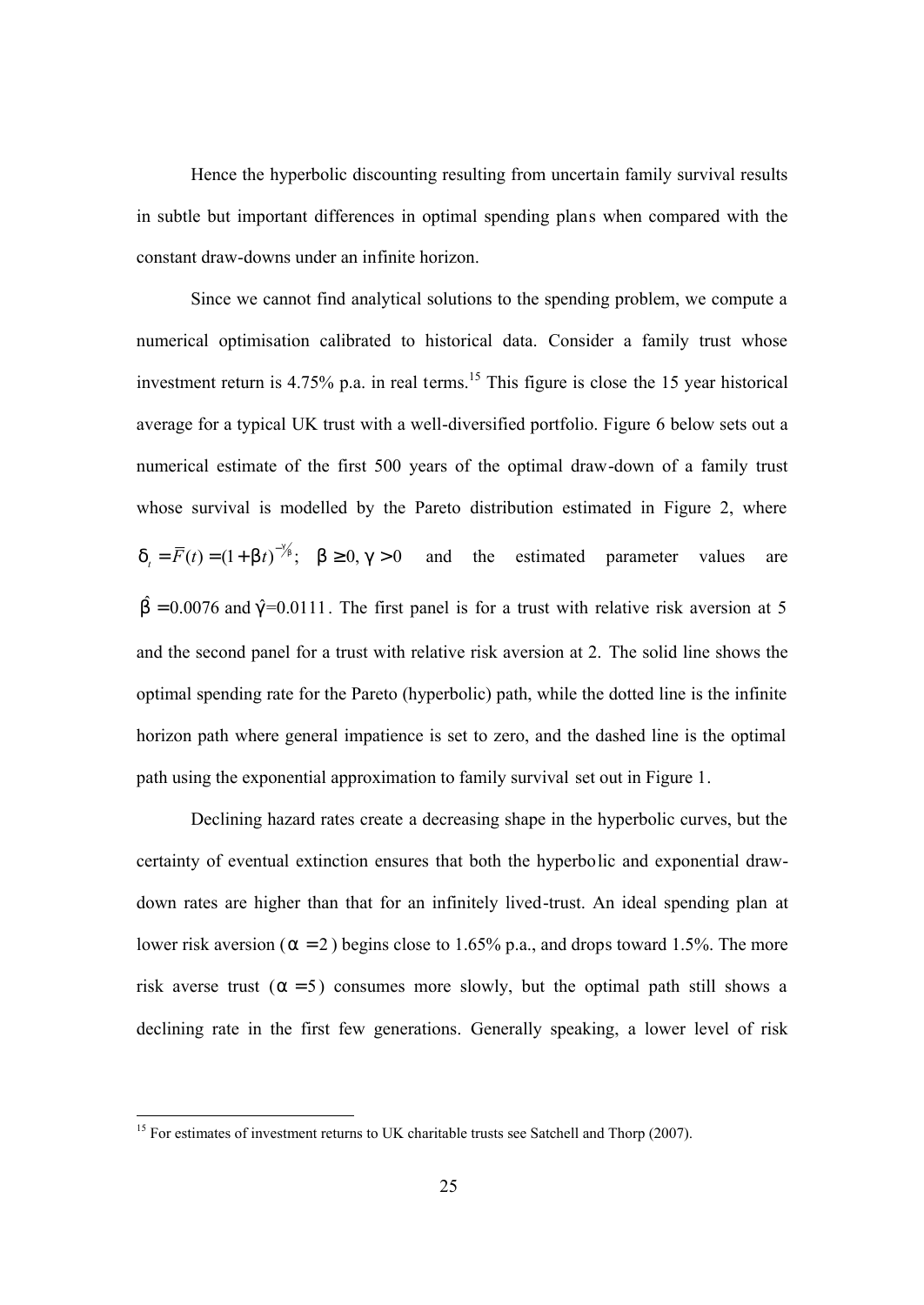Hence the hyperbolic discounting resulting from uncertain family survival results in subtle but important differences in optimal spending plans when compared with the constant draw-downs under an infinite horizon.

Since we cannot find analytical solutions to the spending problem, we compute a numerical optimisation calibrated to historical data. Consider a family trust whose investment return is 4.75% p.a. in real terms.[15] This figure is close the 15 year historical average for a typical UK trust with a well-diversified portfolio. Figure 6 below sets out a numerical estimate of the first 500 years of the optimal draw-down of a family trust whose survival is modelled by the Pareto distribution estimated in Figure 2, where $\delta_t = \bar{F}(t) = (1+\beta t)^{-\gamma/\beta}; \quad \beta \geq 0, \gamma > 0$ and the estimated parameter values are $\hat{\beta} = 0.0076$ and $\hat{\gamma} = 0.0111$. The first panel is for a trust with relative risk aversion at 5 and the second panel for a trust with relative risk aversion at 2. The solid line shows the optimal spending rate for the Pareto (hyperbolic) path, while the dotted line is the infinite horizon path where general impatience is set to zero, and the dashed line is the optimal path using the exponential approximation to family survival set out in Figure 1.

Declining hazard rates create a decreasing shape in the hyperbolic curves, but the certainty of eventual extinction ensures that both the hyperbolic and exponential draw-down rates are higher than that for an infinitely lived-trust. An ideal spending plan at lower risk aversion ($\alpha = 2$) begins close to 1.65% p.a., and drops toward 1.5%. The more risk averse trust ($\alpha = 5$) consumes more slowly, but the optimal path still shows a declining rate in the first few generations. Generally speaking, a lower level of risk

[15] For estimates of investment returns to UK charitable trusts see Satchell and Thorp (2007).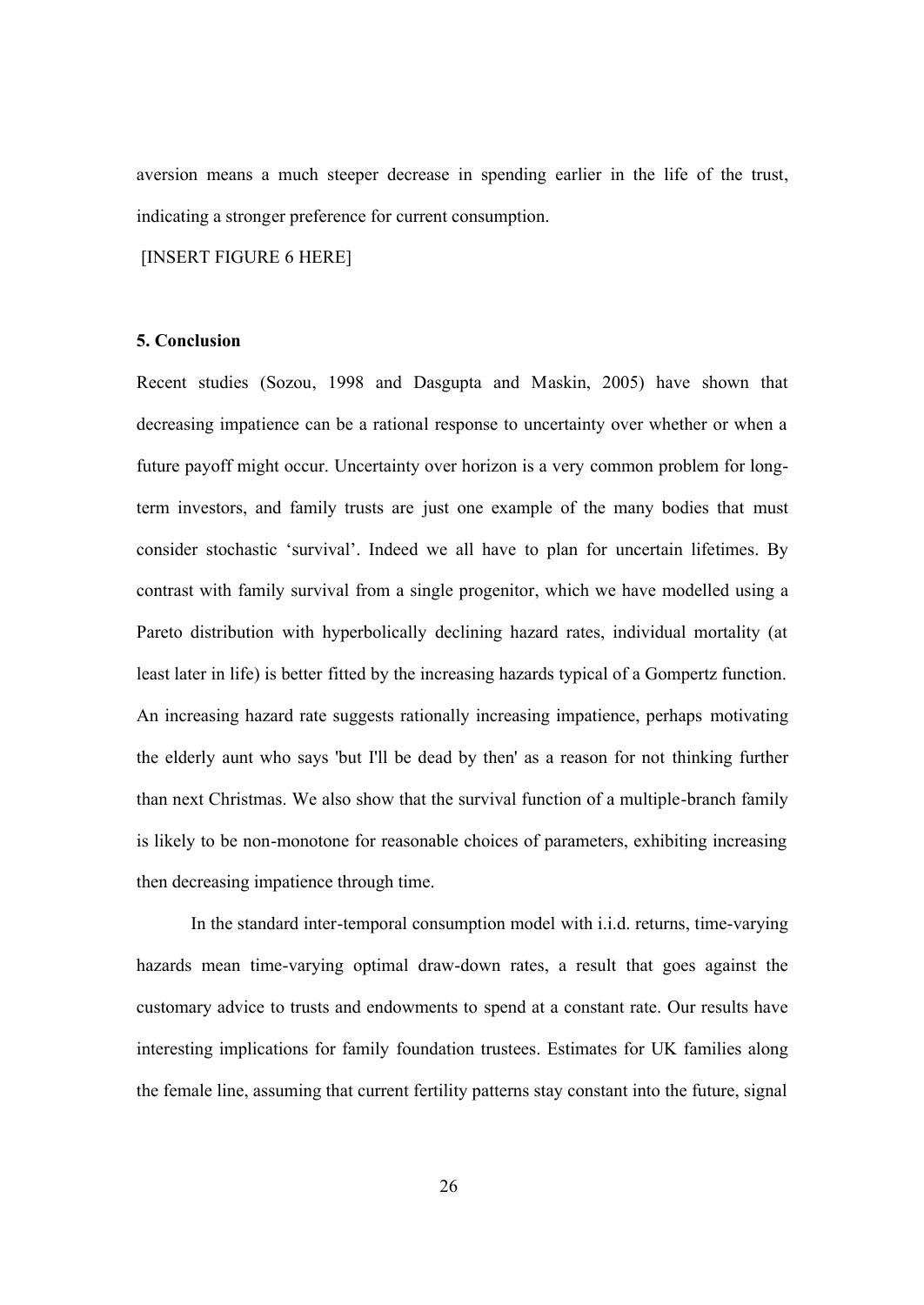aversion means a much steeper decrease in spending earlier in the life of the trust, indicating a stronger preference for current consumption.

[INSERT FIGURE 6 HERE]

## 5. Conclusion

Recent studies (Sozou, 1998 and Dasgupta and Maskin, 2005) have shown that decreasing impatience can be a rational response to uncertainty over whether or when a future payoff might occur. Uncertainty over horizon is a very common problem for long-term investors, and family trusts are just one example of the many bodies that must consider stochastic 'survival'. Indeed we all have to plan for uncertain lifetimes. By contrast with family survival from a single progenitor, which we have modelled using a Pareto distribution with hyperbolically declining hazard rates, individual mortality (at least later in life) is better fitted by the increasing hazards typical of a Gompertz function. An increasing hazard rate suggests rationally increasing impatience, perhaps motivating the elderly aunt who says 'but I'll be dead by then' as a reason for not thinking further than next Christmas. We also show that the survival function of a multiple-branch family is likely to be non-monotone for reasonable choices of parameters, exhibiting increasing then decreasing impatience through time.

In the standard inter-temporal consumption model with i.i.d. returns, time-varying hazards mean time-varying optimal draw-down rates, a result that goes against the customary advice to trusts and endowments to spend at a constant rate. Our results have interesting implications for family foundation trustees. Estimates for UK families along the female line, assuming that current fertility patterns stay constant into the future, signal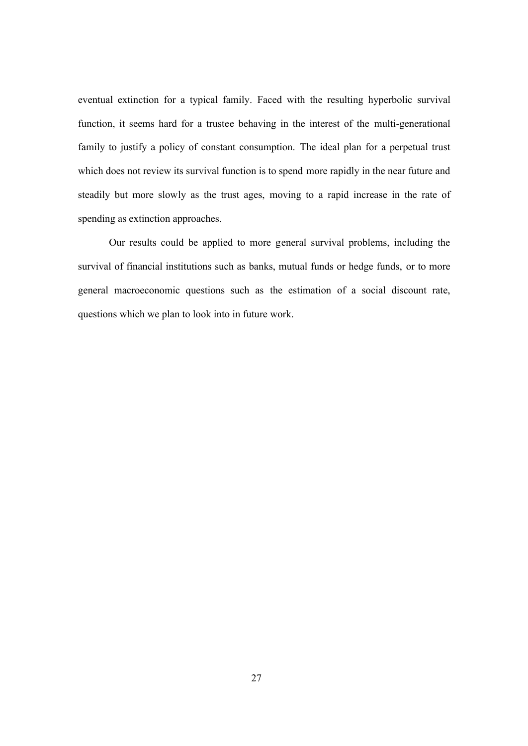eventual extinction for a typical family. Faced with the resulting hyperbolic survival function, it seems hard for a trustee behaving in the interest of the multi-generational family to justify a policy of constant consumption. The ideal plan for a perpetual trust which does not review its survival function is to spend more rapidly in the near future and steadily but more slowly as the trust ages, moving to a rapid increase in the rate of spending as extinction approaches.

Our results could be applied to more general survival problems, including the survival of financial institutions such as banks, mutual funds or hedge funds, or to more general macroeconomic questions such as the estimation of a social discount rate, questions which we plan to look into in future work.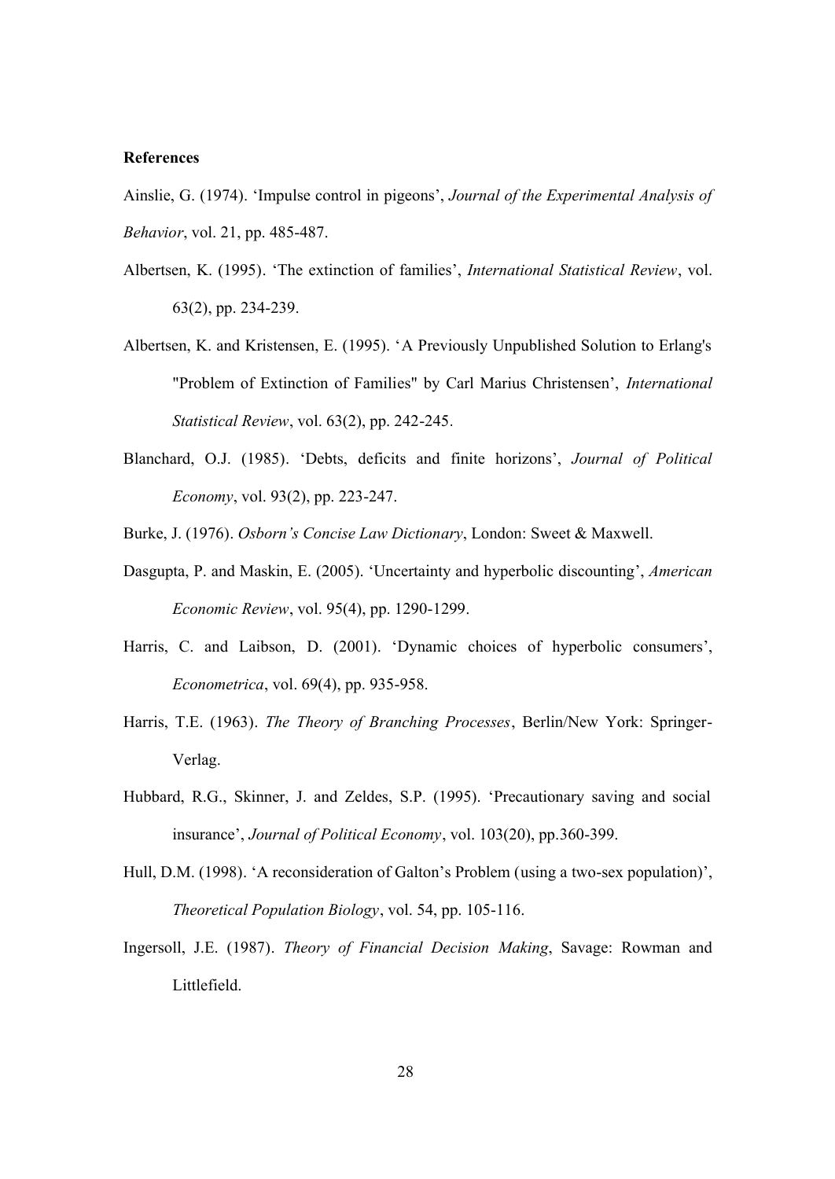**References**

Ainslie, G. (1974). 'Impulse control in pigeons', *Journal of the Experimental Analysis of Behavior*, vol. 21, pp. 485-487.

Albertsen, K. (1995). 'The extinction of families', *International Statistical Review*, vol. 63(2), pp. 234-239.

Albertsen, K. and Kristensen, E. (1995). 'A Previously Unpublished Solution to Erlang's "Problem of Extinction of Families" by Carl Marius Christensen', *International Statistical Review*, vol. 63(2), pp. 242-245.

Blanchard, O.J. (1985). 'Debts, deficits and finite horizons', *Journal of Political Economy*, vol. 93(2), pp. 223-247.

Burke, J. (1976). *Osborn's Concise Law Dictionary*, London: Sweet & Maxwell.

Dasgupta, P. and Maskin, E. (2005). 'Uncertainty and hyperbolic discounting', *American Economic Review*, vol. 95(4), pp. 1290-1299.

Harris, C. and Laibson, D. (2001). 'Dynamic choices of hyperbolic consumers', *Econometrica*, vol. 69(4), pp. 935-958.

Harris, T.E. (1963). *The Theory of Branching Processes*, Berlin/New York: Springer-Verlag.

Hubbard, R.G., Skinner, J. and Zeldes, S.P. (1995). 'Precautionary saving and social insurance', *Journal of Political Economy*, vol. 103(20), pp.360-399.

Hull, D.M. (1998). 'A reconsideration of Galton's Problem (using a two-sex population)', *Theoretical Population Biology*, vol. 54, pp. 105-116.

Ingersoll, J.E. (1987). *Theory of Financial Decision Making*, Savage: Rowman and Littlefield.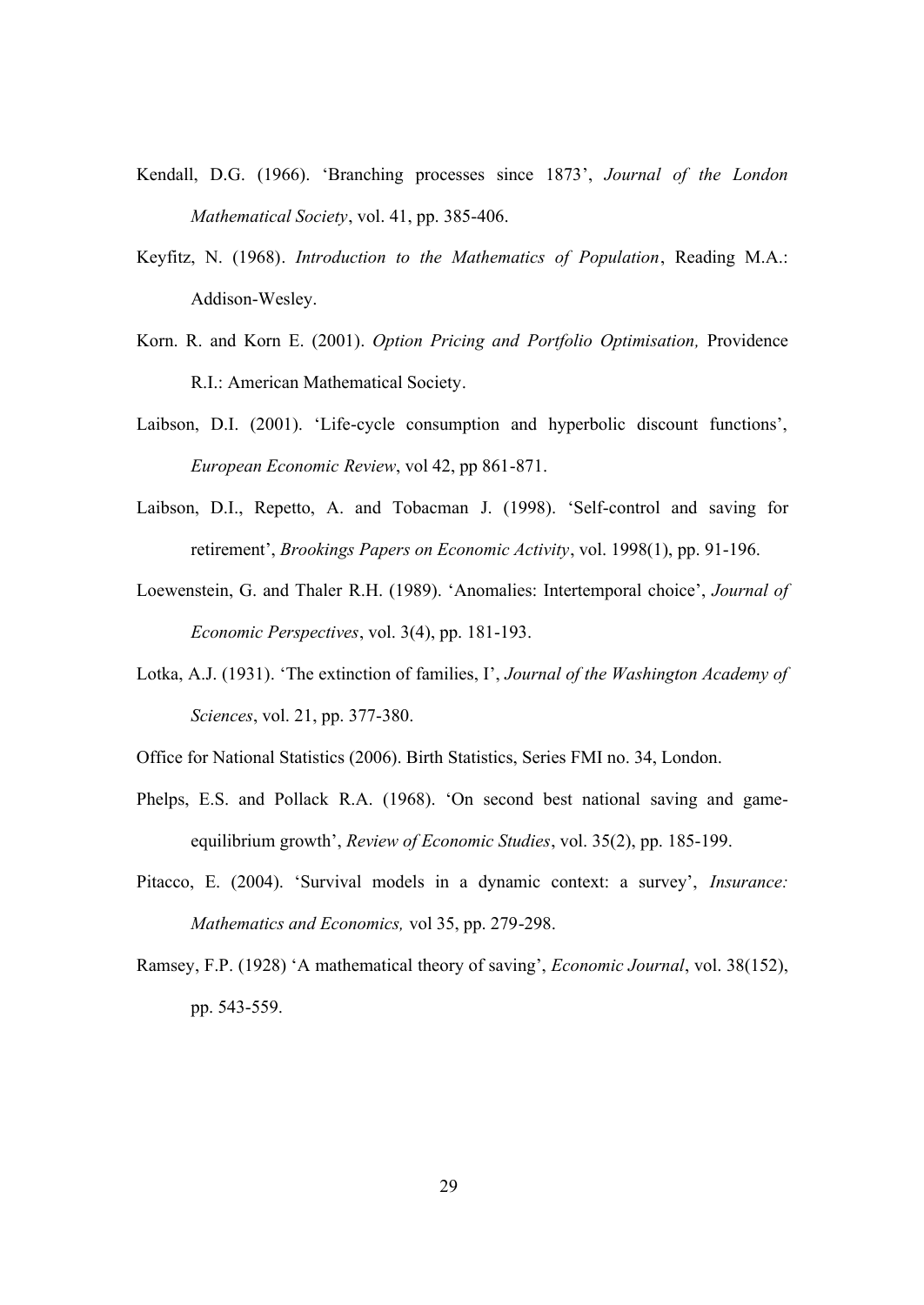Kendall, D.G. (1966). 'Branching processes since 1873', *Journal of the London Mathematical Society*, vol. 41, pp. 385-406.

Keyfitz, N. (1968). *Introduction to the Mathematics of Population*, Reading M.A.: Addison-Wesley.

Korn. R. and Korn E. (2001). *Option Pricing and Portfolio Optimisation,* Providence R.I.: American Mathematical Society.

Laibson, D.I. (2001). 'Life-cycle consumption and hyperbolic discount functions', *European Economic Review*, vol 42, pp 861-871.

Laibson, D.I., Repetto, A. and Tobacman J. (1998). 'Self-control and saving for retirement', *Brookings Papers on Economic Activity*, vol. 1998(1), pp. 91-196.

Loewenstein, G. and Thaler R.H. (1989). 'Anomalies: Intertemporal choice', *Journal of Economic Perspectives*, vol. 3(4), pp. 181-193.

Lotka, A.J. (1931). 'The extinction of families, I', *Journal of the Washington Academy of Sciences*, vol. 21, pp. 377-380.

Office for National Statistics (2006). Birth Statistics, Series FMI no. 34, London.

Phelps, E.S. and Pollack R.A. (1968). 'On second best national saving and game-equilibrium growth', *Review of Economic Studies*, vol. 35(2), pp. 185-199.

Pitacco, E. (2004). 'Survival models in a dynamic context: a survey', *Insurance: Mathematics and Economics,* vol 35, pp. 279-298.

Ramsey, F.P. (1928) 'A mathematical theory of saving', *Economic Journal*, vol. 38(152), pp. 543-559.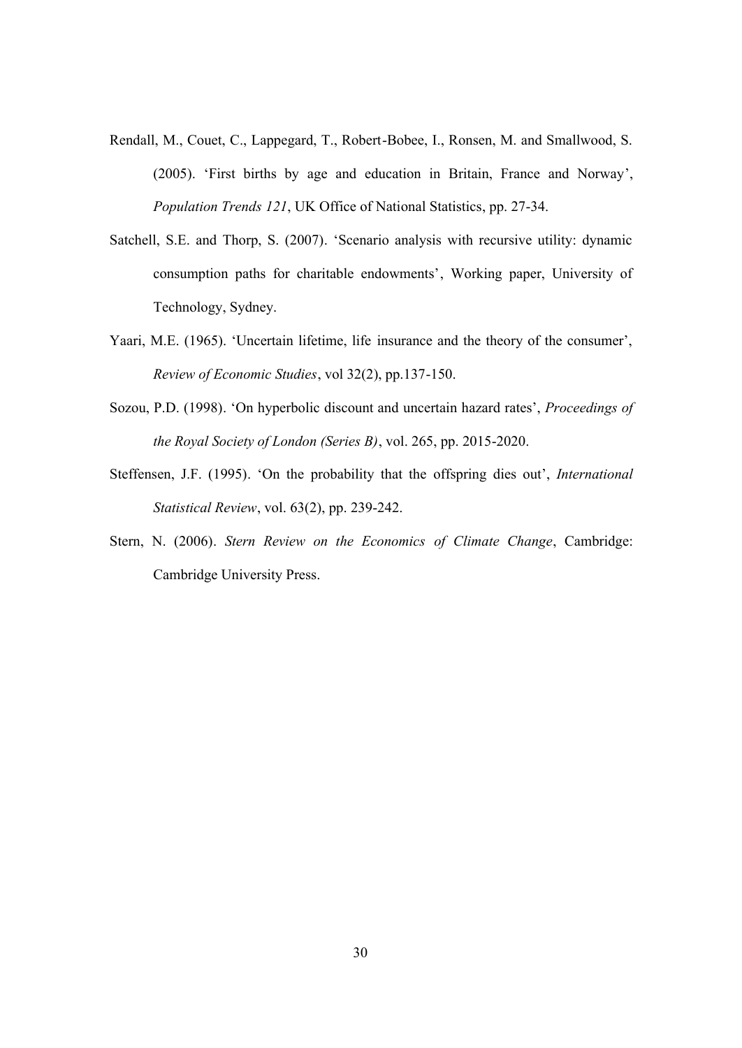Rendall, M., Couet, C., Lappegard, T., Robert-Bobee, I., Ronsen, M. and Smallwood, S. (2005). 'First births by age and education in Britain, France and Norway', *Population Trends 121*, UK Office of National Statistics, pp. 27-34.

Satchell, S.E. and Thorp, S. (2007). 'Scenario analysis with recursive utility: dynamic consumption paths for charitable endowments', Working paper, University of Technology, Sydney.

Yaari, M.E. (1965). 'Uncertain lifetime, life insurance and the theory of the consumer', *Review of Economic Studies*, vol 32(2), pp.137-150.

Sozou, P.D. (1998). 'On hyperbolic discount and uncertain hazard rates', *Proceedings of the Royal Society of London (Series B)*, vol. 265, pp. 2015-2020.

Steffensen, J.F. (1995). 'On the probability that the offspring dies out', *International Statistical Review*, vol. 63(2), pp. 239-242.

Stern, N. (2006). *Stern Review on the Economics of Climate Change*, Cambridge: Cambridge University Press.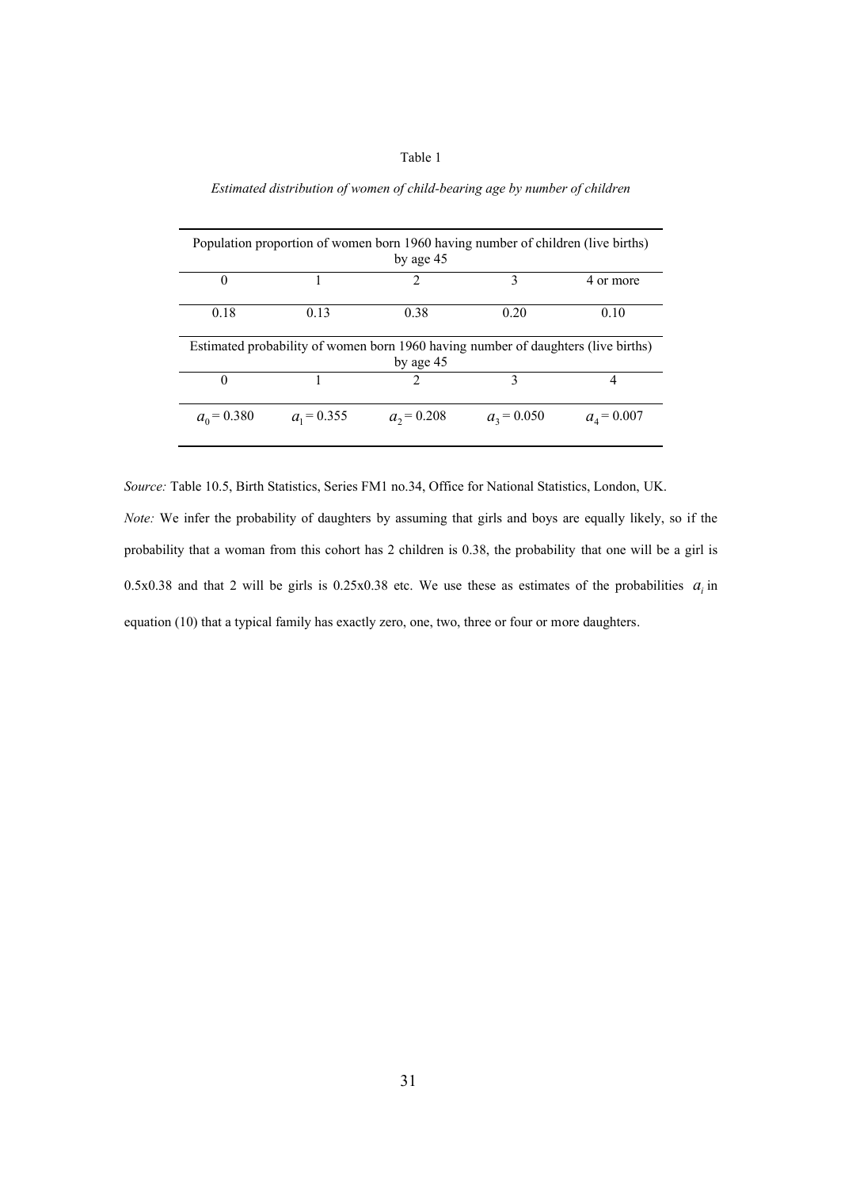Table 1

*Estimated distribution of women of child-bearing age by number of children*

| Population proportion of women born 1960 having number of children (live births) by age 45 | | | | |
|---|---|---|---|---|
| 0 | 1 | 2 | 3 | 4 or more |
| 0.18 | 0.13 | 0.38 | 0.20 | 0.10 |
| **Estimated probability of women born 1960 having number of daughters (live births) by age 45** | | | | |
| 0 | 1 | 2 | 3 | 4 |
| $a_0 = 0.380$ | $a_1 = 0.355$ | $a_2 = 0.208$ | $a_3 = 0.050$ | $a_4 = 0.007$ |

*Source:* Table 10.5, Birth Statistics, Series FM1 no.34, Office for National Statistics, London, UK.

*Note:* We infer the probability of daughters by assuming that girls and boys are equally likely, so if the probability that a woman from this cohort has 2 children is 0.38, the probability that one will be a girl is 0.5x0.38 and that 2 will be girls is 0.25x0.38 etc. We use these as estimates of the probabilities $a_i$ in equation (10) that a typical family has exactly zero, one, two, three or four or more daughters.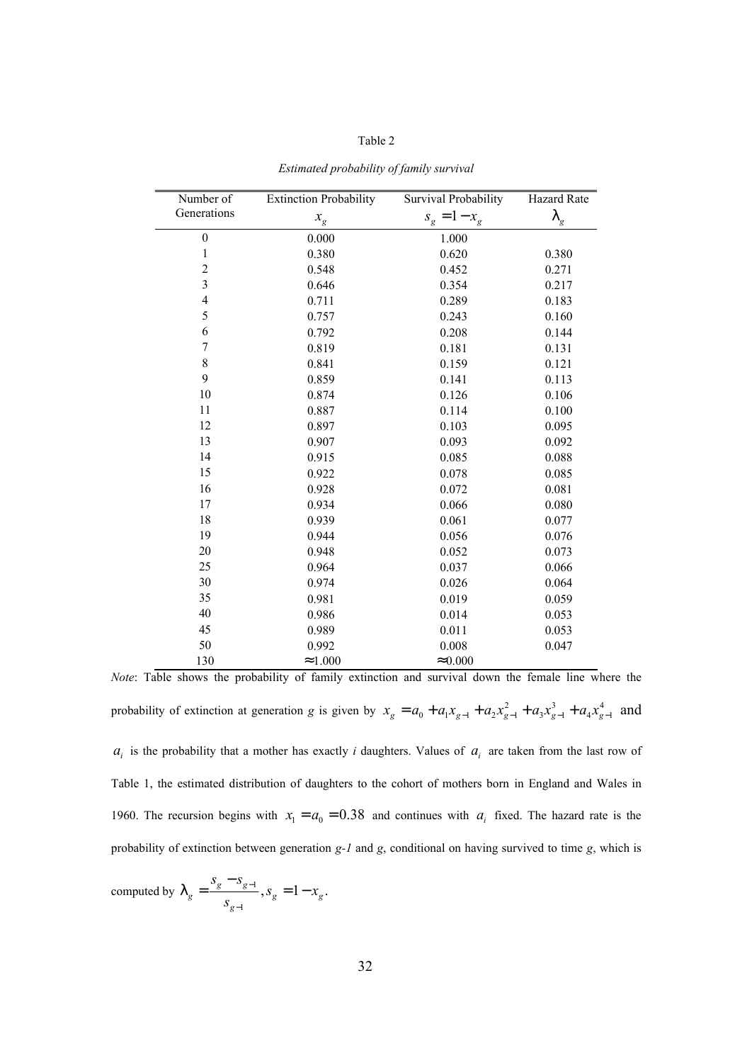Table 2

*Estimated probability of family survival*

| Number of Generations | Extinction Probability $x_g$ | Survival Probability $s_g = 1 - x_g$ | Hazard Rate $\lambda_g$ |
|---|---|---|---|
| 0 | 0.000 | 1.000 | |
| 1 | 0.380 | 0.620 | 0.380 |
| 2 | 0.548 | 0.452 | 0.271 |
| 3 | 0.646 | 0.354 | 0.217 |
| 4 | 0.711 | 0.289 | 0.183 |
| 5 | 0.757 | 0.243 | 0.160 |
| 6 | 0.792 | 0.208 | 0.144 |
| 7 | 0.819 | 0.181 | 0.131 |
| 8 | 0.841 | 0.159 | 0.121 |
| 9 | 0.859 | 0.141 | 0.113 |
| 10 | 0.874 | 0.126 | 0.106 |
| 11 | 0.887 | 0.114 | 0.100 |
| 12 | 0.897 | 0.103 | 0.095 |
| 13 | 0.907 | 0.093 | 0.092 |
| 14 | 0.915 | 0.085 | 0.088 |
| 15 | 0.922 | 0.078 | 0.085 |
| 16 | 0.928 | 0.072 | 0.081 |
| 17 | 0.934 | 0.066 | 0.080 |
| 18 | 0.939 | 0.061 | 0.077 |
| 19 | 0.944 | 0.056 | 0.076 |
| 20 | 0.948 | 0.052 | 0.073 |
| 25 | 0.964 | 0.037 | 0.066 |
| 30 | 0.974 | 0.026 | 0.064 |
| 35 | 0.981 | 0.019 | 0.059 |
| 40 | 0.986 | 0.014 | 0.053 |
| 45 | 0.989 | 0.011 | 0.053 |
| 50 | 0.992 | 0.008 | 0.047 |
| 130 | ≈1.000 | ≈0.000 | |

*Note*: Table shows the probability of family extinction and survival down the female line where the probability of extinction at generation *g* is given by $x_g = a_0 + a_1 x_{g-1} + a_2 x_{g-1}^2 + a_3 x_{g-1}^3 + a_4 x_{g-1}^4$ and $a_i$ is the probability that a mother has exactly *i* daughters. Values of $a_i$ are taken from the last row of Table 1, the estimated distribution of daughters to the cohort of mothers born in England and Wales in 1960. The recursion begins with $x_1 = a_0 = 0.38$ and continues with $a_i$ fixed. The hazard rate is the probability of extinction between generation *g-1* and *g*, conditional on having survived to time *g*, which is computed by $\lambda_g = \frac{s_g - s_{g-1}}{s_{g-1}}, s_g = 1 - x_g$.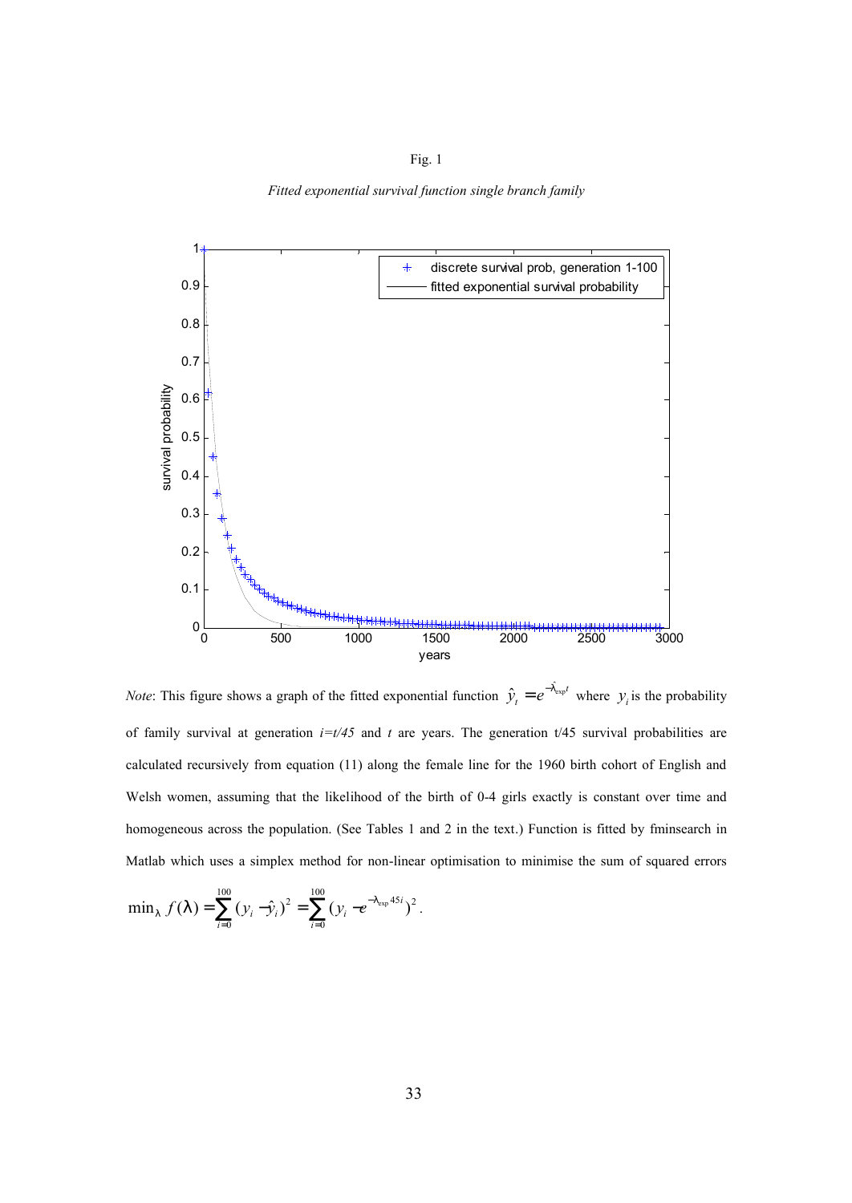Fig. 1

*Fitted exponential survival function single branch family*

*Note*: This figure shows a graph of the fitted exponential function $\hat{y}_t = e^{-\hat{\lambda}_{\exp} t}$ where $y_i$ is the probability of family survival at generation *i=t/45* and *t* are years. The generation t/45 survival probabilities are calculated recursively from equation (11) along the female line for the 1960 birth cohort of English and Welsh women, assuming that the likelihood of the birth of 0-4 girls exactly is constant over time and homogeneous across the population. (See Tables 1 and 2 in the text.) Function is fitted by fminsearch in Matlab which uses a simplex method for non-linear optimisation to minimise the sum of squared errors

$$\min_{\lambda} f(\lambda) = \sum_{i=0}^{100} (y_i - \hat{y}_i)^2 = \sum_{i=0}^{100} (y_i - e^{-\lambda_{\exp} 45 i})^2 .$$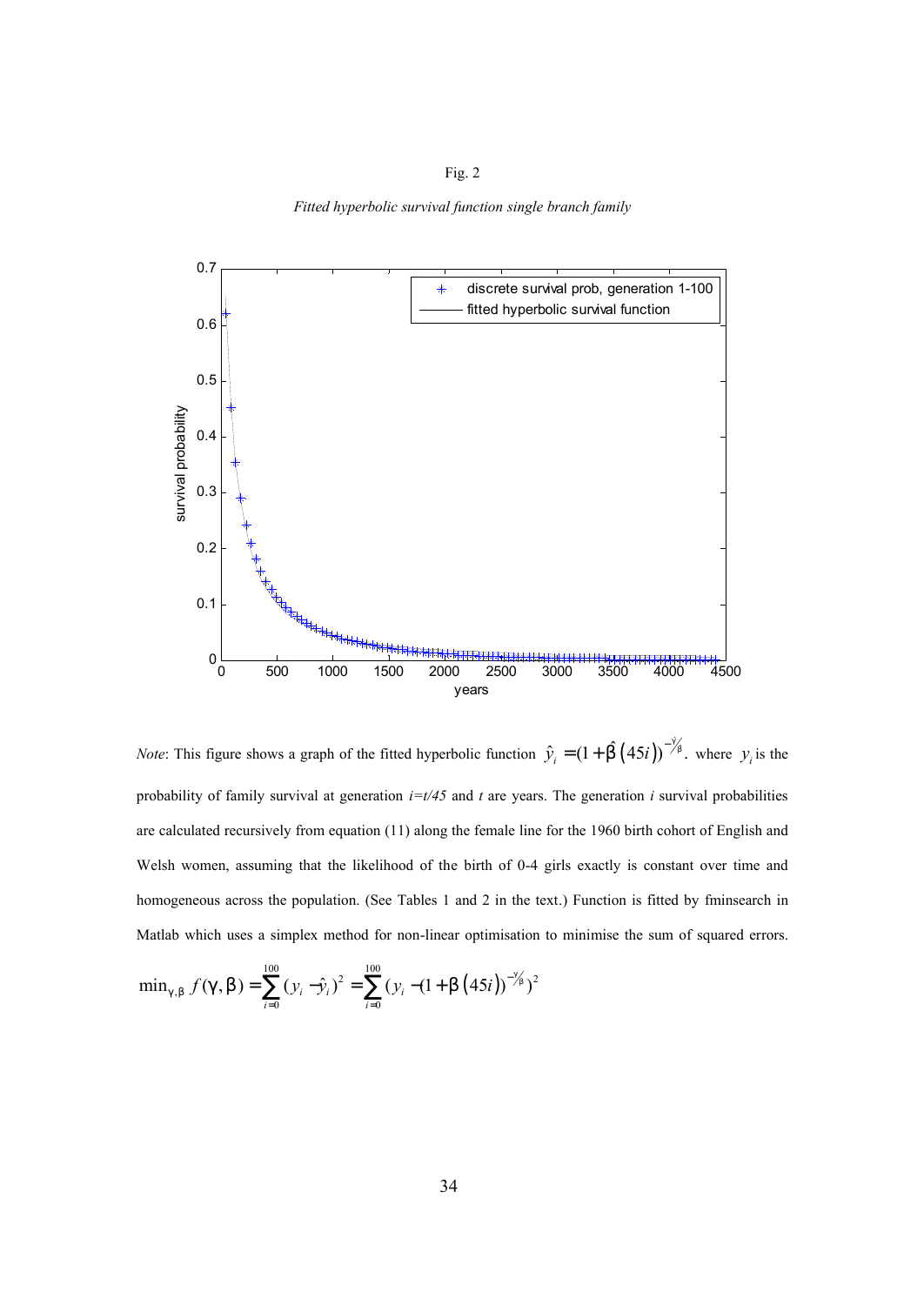Fig. 2

*Fitted hyperbolic survival function single branch family*

*Note*: This figure shows a graph of the fitted hyperbolic function $\hat{y}_i = (1+\hat{\beta}\,(45i))^{-\hat{\gamma}/\hat{\beta}}$. where $y_i$ is the probability of family survival at generation $i=t/45$ and $t$ are years. The generation $i$ survival probabilities are calculated recursively from equation (11) along the female line for the 1960 birth cohort of English and Welsh women, assuming that the likelihood of the birth of 0-4 girls exactly is constant over time and homogeneous across the population. (See Tables 1 and 2 in the text.) Function is fitted by fminsearch in Matlab which uses a simplex method for non-linear optimisation to minimise the sum of squared errors.

$$\min_{\gamma,\beta} f(\gamma,\beta) = \sum_{i=0}^{100} (y_i - \hat{y}_i)^2 = \sum_{i=0}^{100} (y_i - (1+\beta\,(45i))^{-\gamma/\beta})^2$$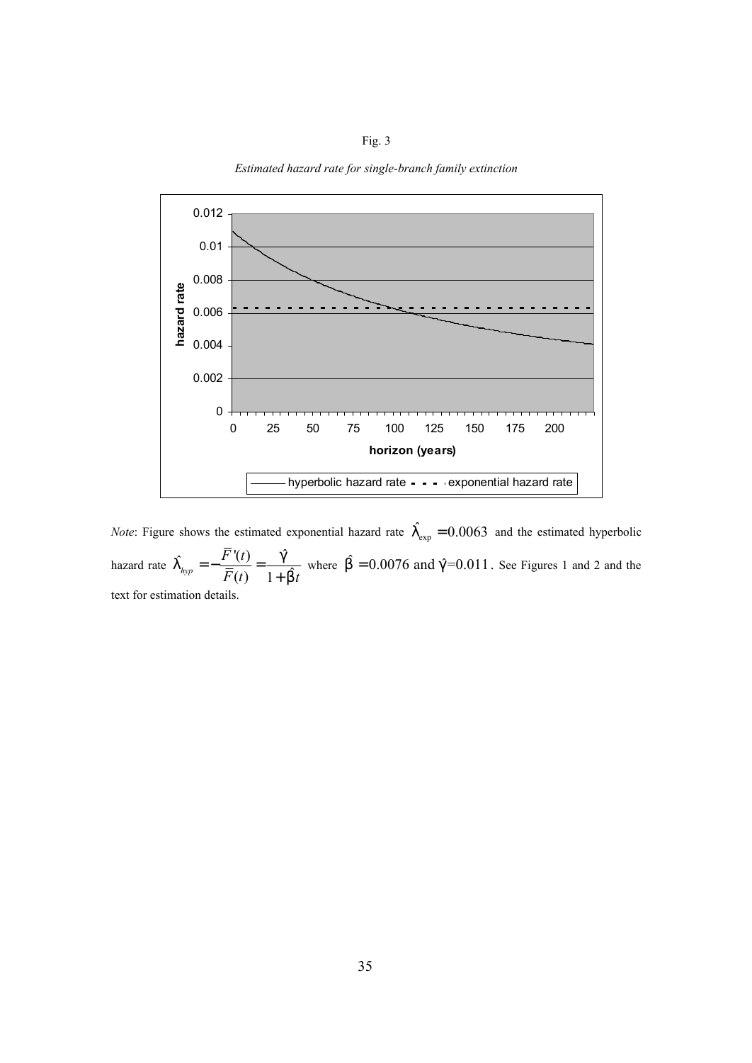Fig. 3

*Estimated hazard rate for single-branch family extinction*

*Note*: Figure shows the estimated exponential hazard rate $\hat{\lambda}_{\exp} = 0.0063$ and the estimated hyperbolic hazard rate $\hat{\lambda}_{hyp} = -\frac{\bar{F}'(t)}{\bar{F}(t)} = \frac{\hat{\gamma}}{1+\hat{\beta}t}$ where $\hat{\beta} = 0.0076$ and $\hat{\gamma}$=0.011. See Figures 1 and 2 and the text for estimation details.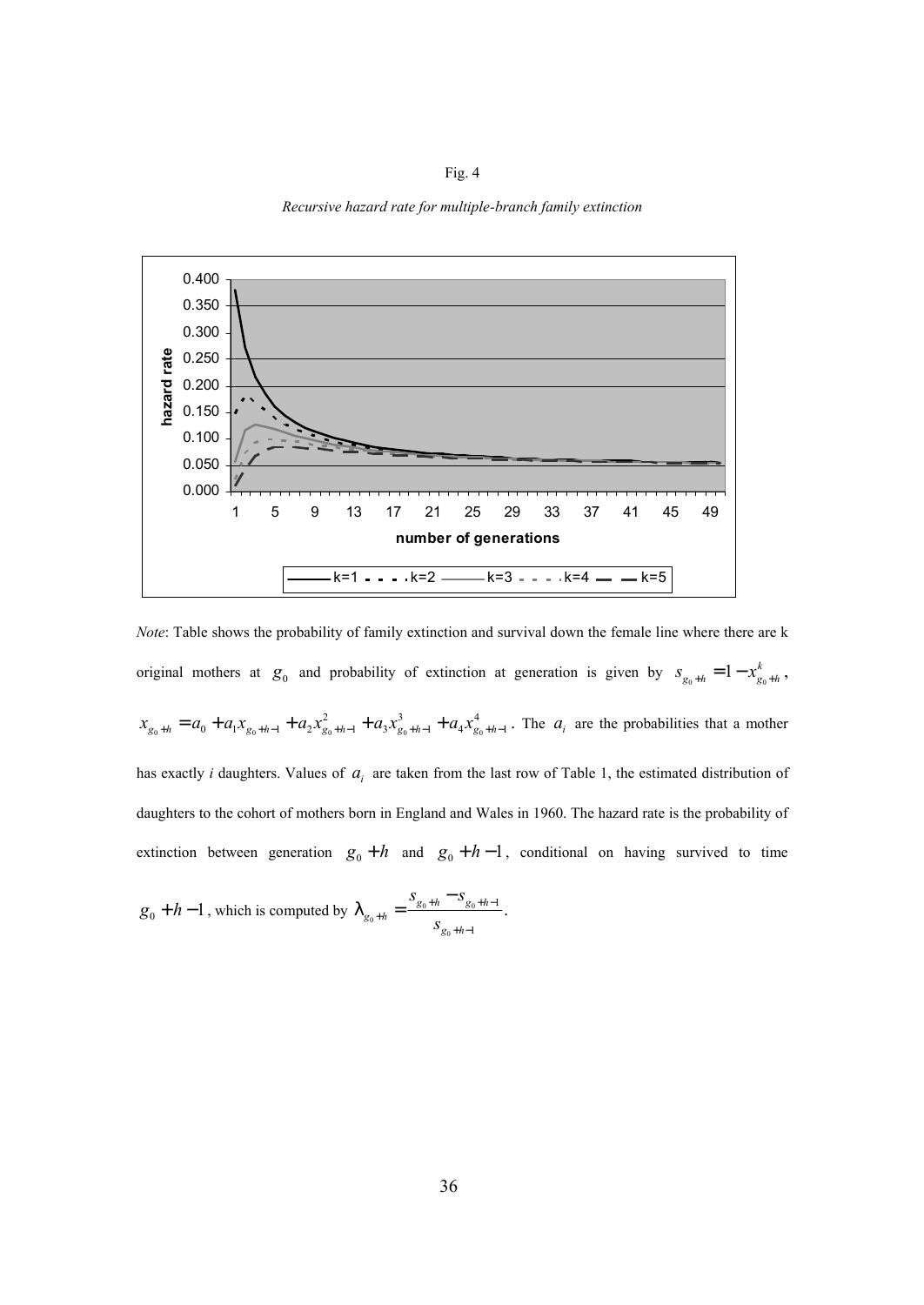Fig. 4

*Recursive hazard rate for multiple-branch family extinction*

*Note*: Table shows the probability of family extinction and survival down the female line where there are k original mothers at $g_0$ and probability of extinction at generation is given by $s_{g_0+h} = 1 - x^k_{g_0+h}$, $x_{g_0+h} = a_0 + a_1 x_{g_0+h-1} + a_2 x^2_{g_0+h-1} + a_3 x^3_{g_0+h-1} + a_4 x^4_{g_0+h-1}$. The $a_i$ are the probabilities that a mother has exactly *i* daughters. Values of $a_i$ are taken from the last row of Table 1, the estimated distribution of daughters to the cohort of mothers born in England and Wales in 1960. The hazard rate is the probability of extinction between generation $g_0 + h$ and $g_0 + h - 1$, conditional on having survived to time $g_0 + h - 1$, which is computed by $\lambda_{g_0+h} = \dfrac{s_{g_0+h} - s_{g_0+h-1}}{s_{g_0+h-1}}$.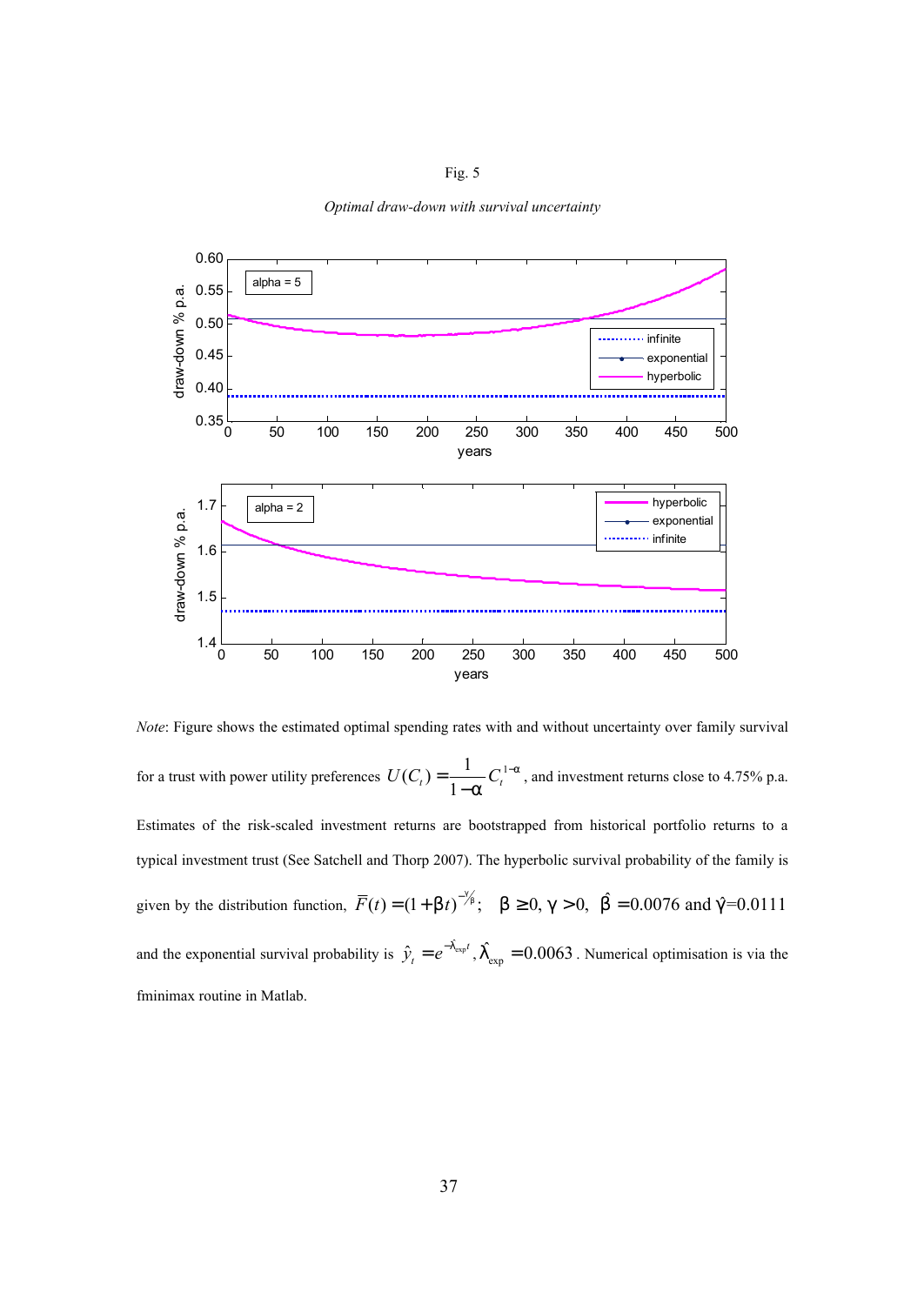Fig. 5

*Optimal draw-down with survival uncertainty*

alpha = 5

draw-down % p.a.

0.60
0.55
0.50
0.45
0.40
0.35

0 50 100 150 200 250 300 350 400 450 500

years

infinite
exponential
hyperbolic

alpha = 2

draw-down % p.a.

1.7
1.6
1.5
1.4

0 50 100 150 200 250 300 350 400 450 500

years

hyperbolic
exponential
infinite

*Note*: Figure shows the estimated optimal spending rates with and without uncertainty over family survival for a trust with power utility preferences $U(C_t) = \frac{1}{1-\alpha} C_t^{1-\alpha}$, and investment returns close to 4.75% p.a. Estimates of the risk-scaled investment returns are bootstrapped from historical portfolio returns to a typical investment trust (See Satchell and Thorp 2007). The hyperbolic survival probability of the family is given by the distribution function, $\bar{F}(t) = (1+\beta t)^{-\gamma/\beta}$; $\beta \geq 0, \gamma > 0$, $\hat{\beta} = 0.0076$ and $\hat{\gamma} = 0.0111$ and the exponential survival probability is $\hat{y}_t = e^{-\hat{\lambda}_{\exp} t}, \hat{\lambda}_{\exp} = 0.0063$. Numerical optimisation is via the fminimax routine in Matlab.